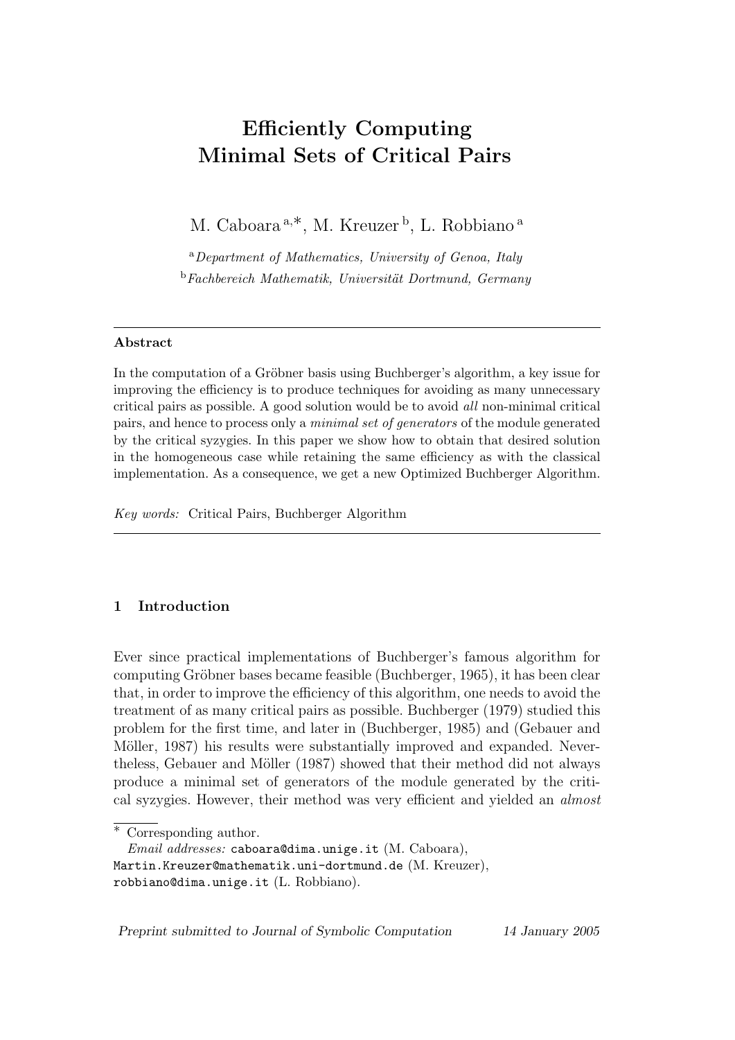# Efficiently Computing Minimal Sets of Critical Pairs

M. Caboara[a,*], M. Kreuzer[b], L. Robbiano[a]

[a]*Department of Mathematics, University of Genoa, Italy*

[b]*Fachbereich Mathematik, Universität Dortmund, Germany*

---

**Abstract**

In the computation of a Gröbner basis using Buchberger's algorithm, a key issue for improving the efficiency is to produce techniques for avoiding as many unnecessary critical pairs as possible. A good solution would be to avoid *all* non-minimal critical pairs, and hence to process only a *minimal set of generators* of the module generated by the critical syzygies. In this paper we show how to obtain that desired solution in the homogeneous case while retaining the same efficiency as with the classical implementation. As a consequence, we get a new Optimized Buchberger Algorithm.

*Key words:* Critical Pairs, Buchberger Algorithm

---

## 1 Introduction

Ever since practical implementations of Buchberger's famous algorithm for computing Gröbner bases became feasible (Buchberger, 1965), it has been clear that, in order to improve the efficiency of this algorithm, one needs to avoid the treatment of as many critical pairs as possible. Buchberger (1979) studied this problem for the first time, and later in (Buchberger, 1985) and (Gebauer and Möller, 1987) his results were substantially improved and expanded. Nevertheless, Gebauer and Möller (1987) showed that their method did not always produce a minimal set of generators of the module generated by the critical syzygies. However, their method was very efficient and yielded an *almost*

---

\* Corresponding author.

*Email addresses:* caboara@dima.unige.it (M. Caboara), Martin.Kreuzer@mathematik.uni-dortmund.de (M. Kreuzer), robbiano@dima.unige.it (L. Robbiano).

*Preprint submitted to Journal of Symbolic Computation* 14 January 2005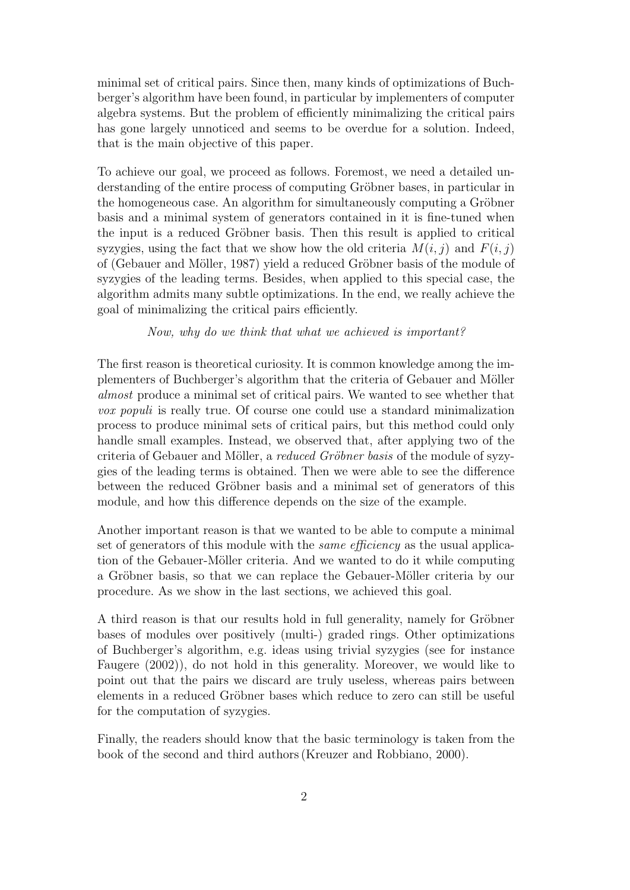minimal set of critical pairs. Since then, many kinds of optimizations of Buchberger's algorithm have been found, in particular by implementers of computer algebra systems. But the problem of efficiently minimalizing the critical pairs has gone largely unnoticed and seems to be overdue for a solution. Indeed, that is the main objective of this paper.

To achieve our goal, we proceed as follows. Foremost, we need a detailed understanding of the entire process of computing Gröbner bases, in particular in the homogeneous case. An algorithm for simultaneously computing a Gröbner basis and a minimal system of generators contained in it is fine-tuned when the input is a reduced Gröbner basis. Then this result is applied to critical syzygies, using the fact that we show how the old criteria $M(i, j)$ and $F(i, j)$ of (Gebauer and Möller, 1987) yield a reduced Gröbner basis of the module of syzygies of the leading terms. Besides, when applied to this special case, the algorithm admits many subtle optimizations. In the end, we really achieve the goal of minimalizing the critical pairs efficiently.

*Now, why do we think that what we achieved is important?*

The first reason is theoretical curiosity. It is common knowledge among the implementers of Buchberger's algorithm that the criteria of Gebauer and Möller *almost* produce a minimal set of critical pairs. We wanted to see whether that *vox populi* is really true. Of course one could use a standard minimalization process to produce minimal sets of critical pairs, but this method could only handle small examples. Instead, we observed that, after applying two of the criteria of Gebauer and Möller, a *reduced Gröbner basis* of the module of syzygies of the leading terms is obtained. Then we were able to see the difference between the reduced Gröbner basis and a minimal set of generators of this module, and how this difference depends on the size of the example.

Another important reason is that we wanted to be able to compute a minimal set of generators of this module with the *same efficiency* as the usual application of the Gebauer-Möller criteria. And we wanted to do it while computing a Gröbner basis, so that we can replace the Gebauer-Möller criteria by our procedure. As we show in the last sections, we achieved this goal.

A third reason is that our results hold in full generality, namely for Gröbner bases of modules over positively (multi-) graded rings. Other optimizations of Buchberger's algorithm, e.g. ideas using trivial syzygies (see for instance Faugere (2002)), do not hold in this generality. Moreover, we would like to point out that the pairs we discard are truly useless, whereas pairs between elements in a reduced Gröbner bases which reduce to zero can still be useful for the computation of syzygies.

Finally, the readers should know that the basic terminology is taken from the book of the second and third authors (Kreuzer and Robbiano, 2000).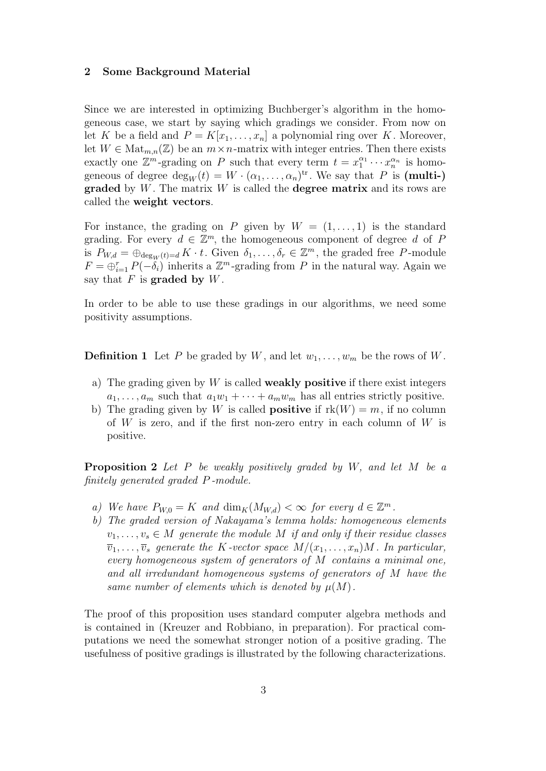## 2 Some Background Material

Since we are interested in optimizing Buchberger's algorithm in the homogeneous case, we start by saying which gradings we consider. From now on let $K$ be a field and $P = K[x_1, \ldots, x_n]$ a polynomial ring over $K$. Moreover, let $W \in \mathrm{Mat}_{m,n}(\mathbb{Z})$ be an $m \times n$-matrix with integer entries. Then there exists exactly one $\mathbb{Z}^m$-grading on $P$ such that every term $t = x_1^{\alpha_1} \cdots x_n^{\alpha_n}$ is homogeneous of degree $\deg_W(t) = W \cdot (\alpha_1, \ldots, \alpha_n)^{\mathrm{tr}}$. We say that $P$ is **(multi-) graded** by $W$. The matrix $W$ is called the **degree matrix** and its rows are called the **weight vectors**.

For instance, the grading on $P$ given by $W = (1, \ldots, 1)$ is the standard grading. For every $d \in \mathbb{Z}^m$, the homogeneous component of degree $d$ of $P$ is $P_{W,d} = \oplus_{\deg_W(t)=d} K \cdot t$. Given $\delta_1, \ldots, \delta_r \in \mathbb{Z}^m$, the graded free $P$-module $F = \oplus_{i=1}^r P(-\delta_i)$ inherits a $\mathbb{Z}^m$-grading from $P$ in the natural way. Again we say that $F$ is **graded by** $W$.

In order to be able to use these gradings in our algorithms, we need some positivity assumptions.

**Definition 1** Let $P$ be graded by $W$, and let $w_1, \ldots, w_m$ be the rows of $W$.

a) The grading given by $W$ is called **weakly positive** if there exist integers $a_1, \ldots, a_m$ such that $a_1 w_1 + \cdots + a_m w_m$ has all entries strictly positive.

b) The grading given by $W$ is called **positive** if $\mathrm{rk}(W) = m$, if no column of $W$ is zero, and if the first non-zero entry in each column of $W$ is positive.

**Proposition 2** *Let $P$ be weakly positively graded by $W$, and let $M$ be a finitely generated graded $P$-module.*

*a) We have $P_{W,0} = K$ and $\dim_K(M_{W,d}) < \infty$ for every $d \in \mathbb{Z}^m$.*

*b) The graded version of Nakayama's lemma holds: homogeneous elements $v_1, \ldots, v_s \in M$ generate the module $M$ if and only if their residue classes $\overline{v}_1, \ldots, \overline{v}_s$ generate the $K$-vector space $M/(x_1, \ldots, x_n)M$. In particular, every homogeneous system of generators of $M$ contains a minimal one, and all irredundant homogeneous systems of generators of $M$ have the same number of elements which is denoted by $\mu(M)$.*

The proof of this proposition uses standard computer algebra methods and is contained in (Kreuzer and Robbiano, in preparation). For practical computations we need the somewhat stronger notion of a positive grading. The usefulness of positive gradings is illustrated by the following characterizations.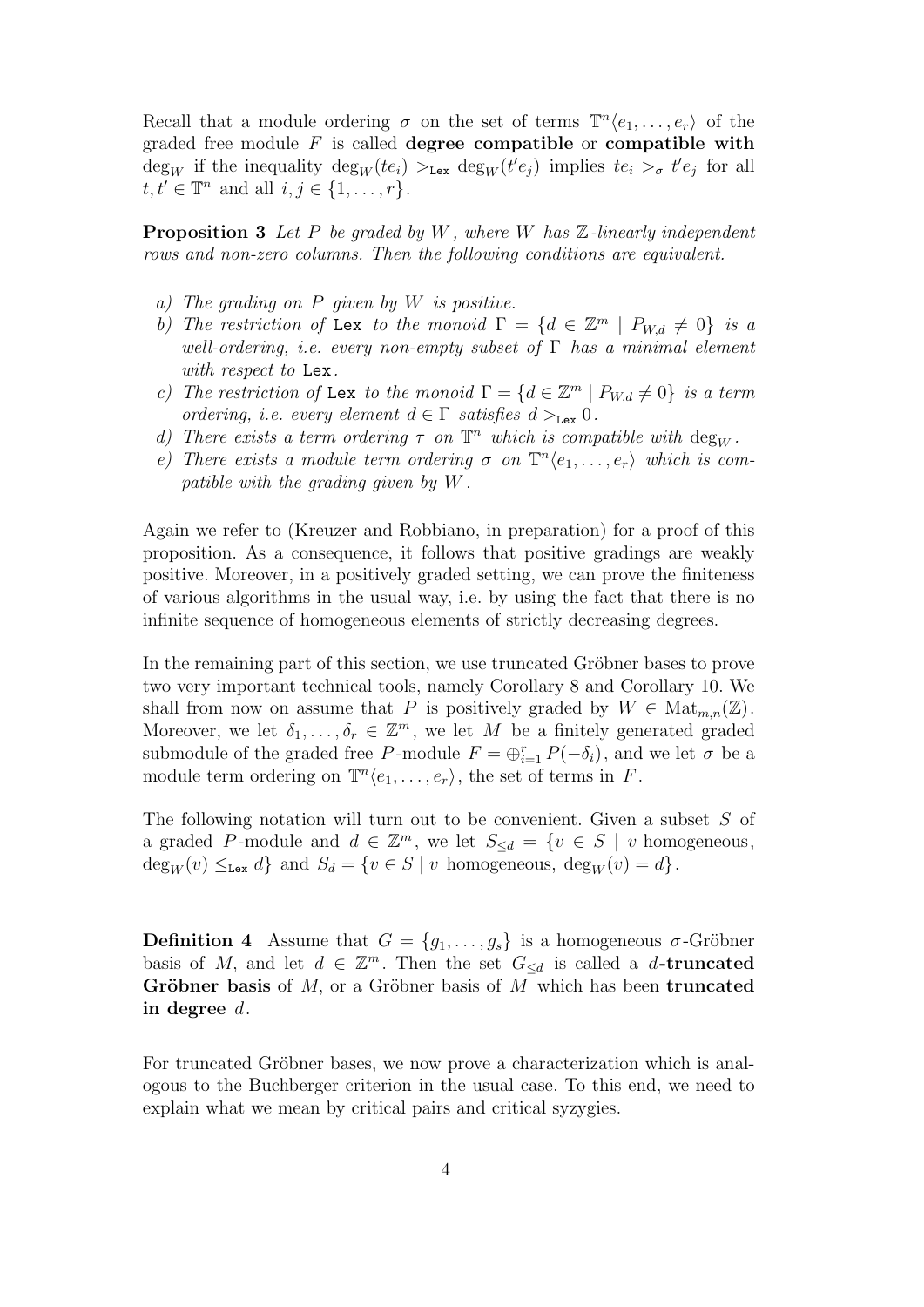Recall that a module ordering $\sigma$ on the set of terms $\mathbb{T}^n\langle e_1, \dots, e_r\rangle$ of the graded free module $F$ is called **degree compatible** or **compatible with** $\deg_W$ if the inequality $\deg_W(te_i) >_{\texttt{Lex}} \deg_W(t'e_j)$ implies $te_i >_\sigma t'e_j$ for all $t, t' \in \mathbb{T}^n$ and all $i, j \in \{1, \dots, r\}$.

**Proposition 3** *Let $P$ be graded by $W$, where $W$ has $\mathbb{Z}$-linearly independent rows and non-zero columns. Then the following conditions are equivalent.*

- *a) The grading on $P$ given by $W$ is positive.*
- *b) The restriction of* Lex *to the monoid $\Gamma = \{d \in \mathbb{Z}^m \mid P_{W,d} \neq 0\}$ is a well-ordering, i.e. every non-empty subset of $\Gamma$ has a minimal element with respect to* Lex*.*
- *c) The restriction of* Lex *to the monoid $\Gamma = \{d \in \mathbb{Z}^m \mid P_{W,d} \neq 0\}$ is a term ordering, i.e. every element $d \in \Gamma$ satisfies $d >_{\texttt{Lex}} 0$.*
- *d) There exists a term ordering $\tau$ on $\mathbb{T}^n$ which is compatible with $\deg_W$.*
- *e) There exists a module term ordering $\sigma$ on $\mathbb{T}^n\langle e_1, \dots, e_r\rangle$ which is compatible with the grading given by $W$.*

Again we refer to (Kreuzer and Robbiano, in preparation) for a proof of this proposition. As a consequence, it follows that positive gradings are weakly positive. Moreover, in a positively graded setting, we can prove the finiteness of various algorithms in the usual way, i.e. by using the fact that there is no infinite sequence of homogeneous elements of strictly decreasing degrees.

In the remaining part of this section, we use truncated Gröbner bases to prove two very important technical tools, namely Corollary 8 and Corollary 10. We shall from now on assume that $P$ is positively graded by $W \in \mathrm{Mat}_{m,n}(\mathbb{Z})$. Moreover, we let $\delta_1, \dots, \delta_r \in \mathbb{Z}^m$, we let $M$ be a finitely generated graded submodule of the graded free $P$-module $F = \oplus_{i=1}^r P(-\delta_i)$, and we let $\sigma$ be a module term ordering on $\mathbb{T}^n\langle e_1, \dots, e_r\rangle$, the set of terms in $F$.

The following notation will turn out to be convenient. Given a subset $S$ of a graded $P$-module and $d \in \mathbb{Z}^m$, we let $S_{\leq d} = \{v \in S \mid v \text{ homogeneous}, \deg_W(v) \leq_{\texttt{Lex}} d\}$ and $S_d = \{v \in S \mid v \text{ homogeneous}, \deg_W(v) = d\}$.

**Definition 4** Assume that $G = \{g_1, \dots, g_s\}$ is a homogeneous $\sigma$-Gröbner basis of $M$, and let $d \in \mathbb{Z}^m$. Then the set $G_{\leq d}$ is called a **$d$-truncated Gröbner basis** of $M$, or a Gröbner basis of $M$ which has been **truncated in degree** $d$.

For truncated Gröbner bases, we now prove a characterization which is analogous to the Buchberger criterion in the usual case. To this end, we need to explain what we mean by critical pairs and critical syzygies.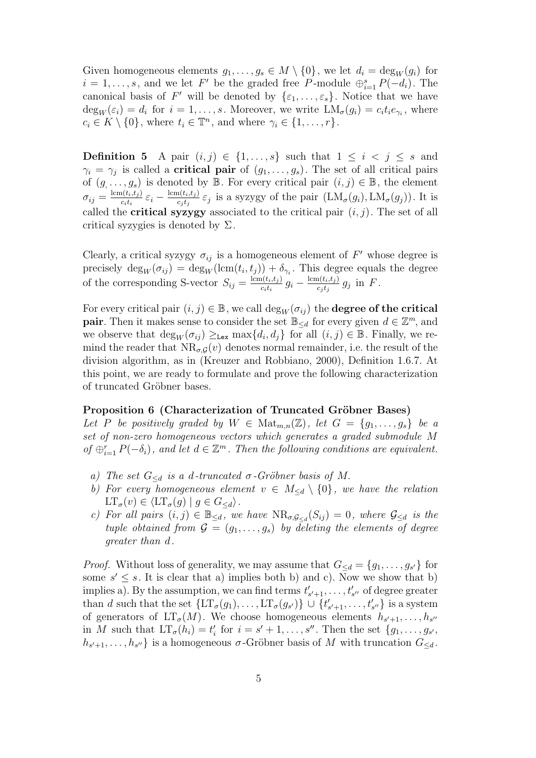Given homogeneous elements $g_1, \dots, g_s \in M \setminus \{0\}$, we let $d_i = \deg_W(g_i)$ for $i = 1, \dots, s$, and we let $F'$ be the graded free $P$-module $\oplus_{i=1}^s P(-d_i)$. The canonical basis of $F'$ will be denoted by $\{\varepsilon_1, \dots, \varepsilon_s\}$. Notice that we have $\deg_W(\varepsilon_i) = d_i$ for $i = 1, \dots, s$. Moreover, we write $\mathrm{LM}_\sigma(g_i) = c_i t_i e_{\gamma_i}$, where $c_i \in K \setminus \{0\}$, where $t_i \in \mathbb{T}^n$, and where $\gamma_i \in \{1, \dots, r\}$.

**Definition 5** A pair $(i, j) \in \{1, \dots, s\}$ such that $1 \leq i < j \leq s$ and $\gamma_i = \gamma_j$ is called a **critical pair** of $(g_1, \dots, g_s)$. The set of all critical pairs of $(g, \dots, g_s)$ is denoted by $\mathbb{B}$. For every critical pair $(i, j) \in \mathbb{B}$, the element $\sigma_{ij} = \frac{\mathrm{lcm}(t_i,t_j)}{c_i t_i}\, \varepsilon_i - \frac{\mathrm{lcm}(t_i,t_j)}{c_j t_j}\, \varepsilon_j$ is a syzygy of the pair $(\mathrm{LM}_\sigma(g_i), \mathrm{LM}_\sigma(g_j))$. It is called the **critical syzygy** associated to the critical pair $(i, j)$. The set of all critical syzygies is denoted $\Sigma$.

Clearly, a critical syzygy $\sigma_{ij}$ is a homogeneous element of $F'$ whose degree is precisely $\deg_W(\sigma_{ij}) = \deg_W(\mathrm{lcm}(t_i, t_j)) + \delta_{\gamma_i}$. This degree equals the degree of the corresponding S-vector $S_{ij} = \frac{\mathrm{lcm}(t_i,t_j)}{c_i t_i}\, g_i - \frac{\mathrm{lcm}(t_i,t_j)}{c_j t_j}\, g_j$ in $F$.

For every critical pair $(i, j) \in \mathbb{B}$, we call $\deg_W(\sigma_{ij})$ the **degree of the critical pair**. Then it makes sense to consider the set $\mathbb{B}_{\leq d}$ for every given $d \in \mathbb{Z}^m$, and we observe that $\deg_W(\sigma_{ij}) \geq_{\mathtt{Lex}} \max\{d_i, d_j\}$ for all $(i, j) \in \mathbb{B}$. Finally, we remind the reader that $\mathrm{NR}_{\sigma,\mathcal{G}}(v)$ denotes normal remainder, i.e. the result of the division algorithm, as in (Kreuzer and Robbiano, 2000), Definition 1.6.7. At this point, we are ready to formulate and prove the following characterization of truncated Gröbner bases.

**Proposition 6 (Characterization of Truncated Gröbner Bases)**
*Let $P$ be positively graded by $W \in \mathrm{Mat}_{m,n}(\mathbb{Z})$, let $G = \{g_1, \dots, g_s\}$ be a set of non-zero homogeneous vectors which generates a graded submodule $M$ of $\oplus_{i=1}^r P(-\delta_i)$, and let $d \in \mathbb{Z}^m$. Then the following conditions are equivalent.*

*a) The set $G_{\leq d}$ is a $d$-truncated $\sigma$-Gröbner basis of $M$.*

*b) For every homogeneous element $v \in M_{\leq d} \setminus \{0\}$, we have the relation $\mathrm{LT}_\sigma(v) \in \langle \mathrm{LT}_\sigma(g) \mid g \in G_{\leq d} \rangle$.*

*c) For all pairs $(i, j) \in \mathbb{B}_{\leq d}$, we have $\mathrm{NR}_{\sigma,\mathcal{G}_{\leq d}}(S_{ij}) = 0$, where $\mathcal{G}_{\leq d}$ is the tuple obtained from $\mathcal{G} = (g_1, \dots, g_s)$ by deleting the elements of degree greater than $d$.*

*Proof.* Without loss of generality, we may assume that $G_{\leq d} = \{g_1, \dots, g_{s'}\}$ for some $s' \leq s$. It is clear that a) implies both b) and c). Now we show that b) implies a). By the assumption, we can find terms $t'_{s'+1}, \dots, t'_{s''}$ of degree greater than $d$ such that the set $\{\mathrm{LT}_\sigma(g_1), \dots, \mathrm{LT}_\sigma(g_{s'})\} \cup \{t'_{s'+1}, \dots, t'_{s''}\}$ is a system of generators of $\mathrm{LT}_\sigma(M)$. We choose homogeneous elements $h_{s'+1}, \dots, h_{s''}$ in $M$ such that $\mathrm{LT}_\sigma(h_i) = t'_i$ for $i = s' + 1, \dots, s''$. Then the set $\{g_1, \dots, g_{s'}, h_{s'+1}, \dots, h_{s''}\}$ is a homogeneous $\sigma$-Gröbner basis of $M$ with truncation $G_{\leq d}$.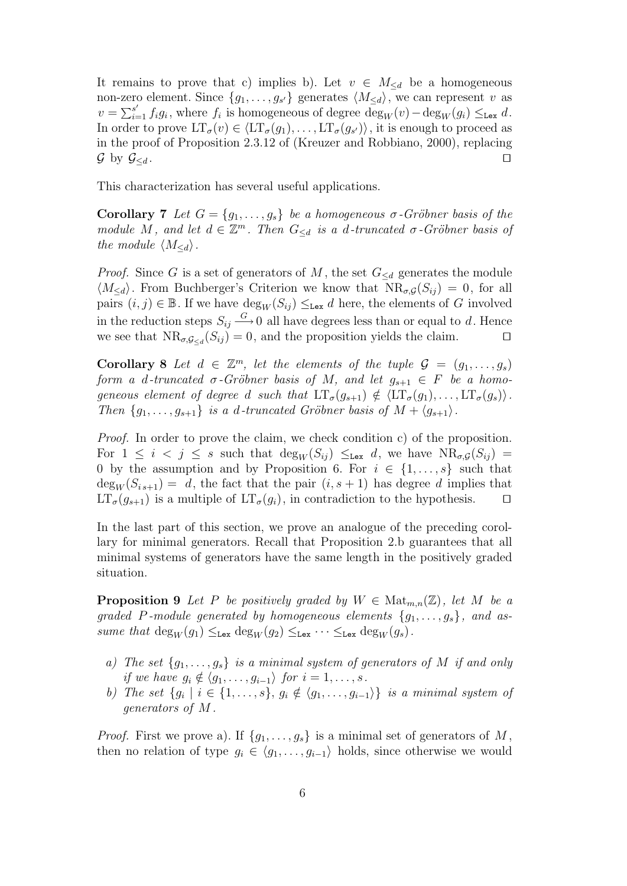It remains to prove that c) implies b). Let $v \in M_{\leq d}$ be a homogeneous non-zero element. Since $\{g_1, \dots, g_{s'}\}$ generates $\langle M_{\leq d} \rangle$, we can represent $v$ as $v = \sum_{i=1}^{s'} f_i g_i$, where $f_i$ is homogeneous of degree $\deg_W(v) - \deg_W(g_i) \leq_{\texttt{Lex}} d$. In order to prove $\mathrm{LT}_\sigma(v) \in \langle \mathrm{LT}_\sigma(g_1), \dots, \mathrm{LT}_\sigma(g_{s'}) \rangle$, it is enough to proceed as in the proof of Proposition 2.3.12 of (Kreuzer and Robbiano, 2000), replacing $\mathcal{G}$ by $\mathcal{G}_{\leq d}$. $\square$

This characterization has several useful applications.

**Corollary 7** *Let $G = \{g_1, \dots, g_s\}$ be a homogeneous $\sigma$-Gröbner basis of the module $M$, and let $d \in \mathbb{Z}^m$. Then $G_{\leq d}$ is a $d$-truncated $\sigma$-Gröbner basis of the module $\langle M_{\leq d} \rangle$.*

*Proof.* Since $G$ is a set of generators of $M$, the set $G_{\leq d}$ generates the module $\langle M_{\leq d} \rangle$. From Buchberger's Criterion we know that $\mathrm{NR}_{\sigma,\mathcal{G}}(S_{ij}) = 0$, for all pairs $(i,j) \in \mathbb{B}$. If we have $\deg_W(S_{ij}) \leq_{\texttt{Lex}} d$ here, the elements of $G$ involved in the reduction steps $S_{ij} \xrightarrow{G} 0$ all have degrees less than or equal to $d$. Hence we see that $\mathrm{NR}_{\sigma,\mathcal{G}_{\leq d}}(S_{ij}) = 0$, and the proposition yields the claim. $\square$

**Corollary 8** *Let $d \in \mathbb{Z}^m$, let the elements of the tuple $\mathcal{G} = (g_1, \dots, g_s)$ form a $d$-truncated $\sigma$-Gröbner basis of M, and let $g_{s+1} \in F$ be a homogeneous element of degree $d$ such that $\mathrm{LT}_\sigma(g_{s+1}) \notin \langle \mathrm{LT}_\sigma(g_1), \dots, \mathrm{LT}_\sigma(g_s) \rangle$. Then $\{g_1, \dots, g_{s+1}\}$ is a $d$-truncated Gröbner basis of $M + \langle g_{s+1} \rangle$.*

*Proof.* In order to prove the claim, we check condition c) of the proposition. For $1 \leq i < j \leq s$ such that $\deg_W(S_{ij}) \leq_{\texttt{Lex}} d$, we have $\mathrm{NR}_{\sigma,\mathcal{G}}(S_{ij}) = 0$ by the assumption and by Proposition 6. For $i \in \{1, \dots, s\}$ such that $\deg_W(S_{i\,s+1}) = d$, the fact that the pair $(i, s+1)$ has degree $d$ implies that $\mathrm{LT}_\sigma(g_{s+1})$ is a multiple of $\mathrm{LT}_\sigma(g_i)$, in contradiction to the hypothesis. $\square$

In the last part of this section, we prove an analogue of the preceding corollary for minimal generators. Recall that Proposition 2.b guarantees that all minimal systems of generators have the same length in the positively graded situation.

**Proposition 9** *Let $P$ be positively graded by $W \in \mathrm{Mat}_{m,n}(\mathbb{Z})$, let $M$ be a graded $P$-module generated by homogeneous elements $\{g_1, \dots, g_s\}$, and assume that $\deg_W(g_1) \leq_{\texttt{Lex}} \deg_W(g_2) \leq_{\texttt{Lex}} \cdots \leq_{\texttt{Lex}} \deg_W(g_s)$.*

- *a) The set $\{g_1, \dots, g_s\}$ is a minimal system of generators of $M$ if and only if we have $g_i \notin \langle g_1, \dots, g_{i-1} \rangle$ for $i = 1, \dots, s$.*
- *b) The set $\{g_i \mid i \in \{1, \dots, s\},\ g_i \notin \langle g_1, \dots, g_{i-1} \rangle\}$ is a minimal system of generators of $M$.*

*Proof.* First we prove a). If $\{g_1, \dots, g_s\}$ is a minimal set of generators of $M$, then no relation of type $g_i \in \langle g_1, \dots, g_{i-1} \rangle$ holds, since otherwise we would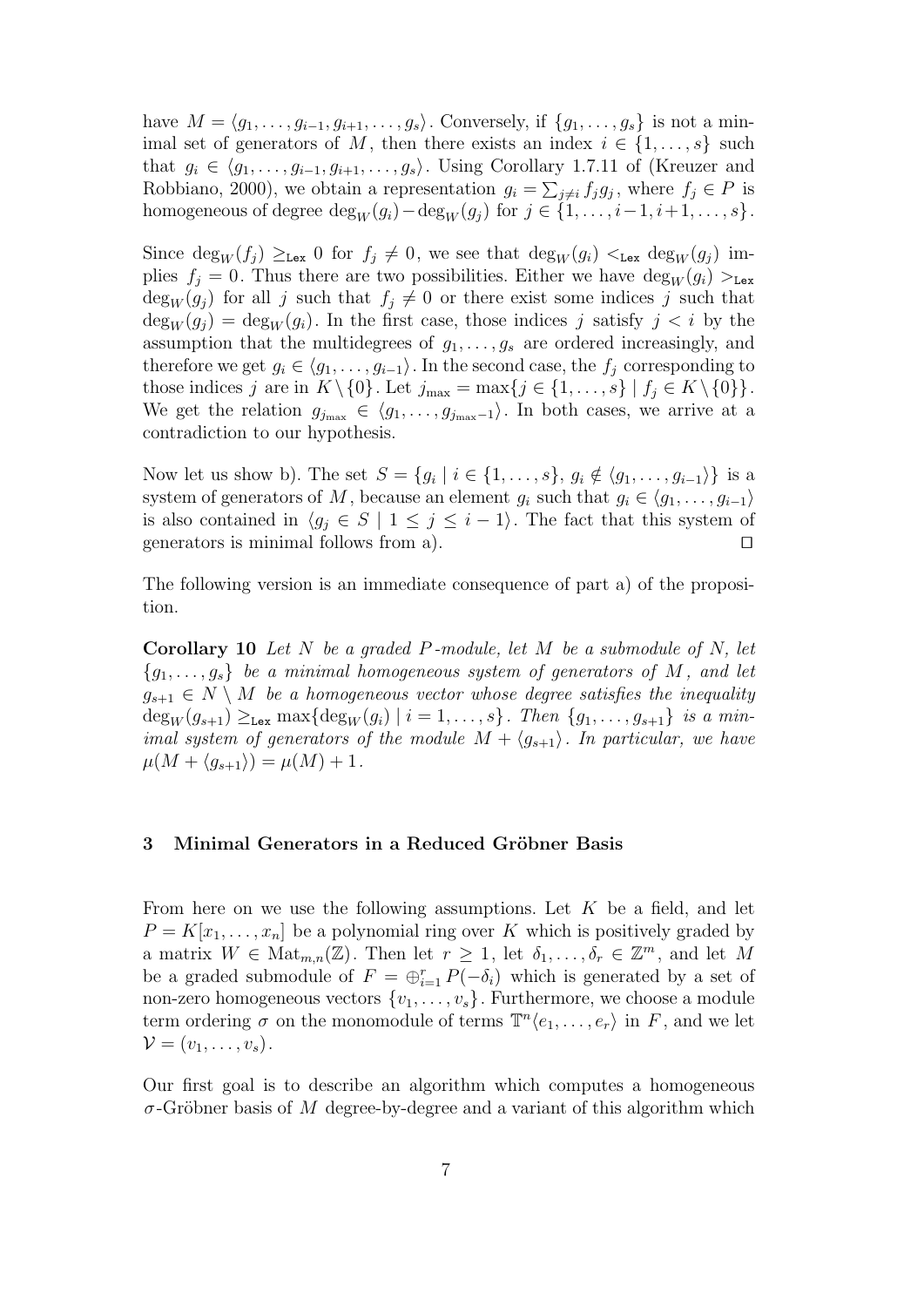have $M = \langle g_1, \ldots, g_{i-1}, g_{i+1}, \ldots, g_s \rangle$. Conversely, if $\{g_1, \ldots, g_s\}$ is not a minimal set of generators of $M$, then there exists an index $i \in \{1, \ldots, s\}$ such that $g_i \in \langle g_1, \ldots, g_{i-1}, g_{i+1}, \ldots, g_s \rangle$. Using Corollary 1.7.11 of (Kreuzer and Robbiano, 2000), we obtain a representation $g_i = \sum_{j \neq i} f_j g_j$, where $f_j \in P$ is homogeneous of degree $\deg_W(g_i) - \deg_W(g_j)$ for $j \in \{1, \ldots, i-1, i+1, \ldots, s\}$.

Since $\deg_W(f_j) \geq_{\texttt{Lex}} 0$ for $f_j \neq 0$, we see that $\deg_W(g_i) <_{\texttt{Lex}} \deg_W(g_j)$ implies $f_j = 0$. Thus there are two possibilities. Either we have $\deg_W(g_i) >_{\texttt{Lex}} \deg_W(g_j)$ for all $j$ such that $f_j \neq 0$ or there exist some indices $j$ such that $\deg_W(g_j) = \deg_W(g_i)$. In the first case, those indices $j$ satisfy $j < i$ by the assumption that the multidegrees of $g_1, \ldots, g_s$ are ordered increasingly, and therefore we get $g_i \in \langle g_1, \ldots, g_{i-1} \rangle$. In the second case, the $f_j$ corresponding to those indices $j$ are in $K \setminus \{0\}$. Let $j_{\max} = \max\{j \in \{1, \ldots, s\} \mid f_j \in K \setminus \{0\}\}$. We get the relation $g_{j_{\max}} \in \langle g_1, \ldots, g_{j_{\max}-1} \rangle$. In both cases, we arrive at a contradiction to our hypothesis.

Now let us show b). The set $S = \{g_i \mid i \in \{1, \ldots, s\},\ g_i \notin \langle g_1, \ldots, g_{i-1} \rangle\}$ is a system of generators of $M$, because an element $g_i$ such that $g_i \in \langle g_1, \ldots, g_{i-1} \rangle$ is also contained in $\langle g_j \in S \mid 1 \leq j \leq i-1 \rangle$. The fact that this system of generators is minimal follows from a). □

The following version is an immediate consequence of part a) of the proposition.

**Corollary 10** *Let $N$ be a graded $P$-module, let $M$ be a submodule of $N$, let $\{g_1, \ldots, g_s\}$ be a minimal homogeneous system of generators of $M$, and let $g_{s+1} \in N \setminus M$ be a homogeneous vector whose degree satisfies the inequality $\deg_W(g_{s+1}) \geq_{\texttt{Lex}} \max\{\deg_W(g_i) \mid i = 1, \ldots, s\}$. Then $\{g_1, \ldots, g_{s+1}\}$ is a minimal system of generators of the module $M + \langle g_{s+1} \rangle$. In particular, we have $\mu(M + \langle g_{s+1} \rangle) = \mu(M) + 1$.*

## 3 Minimal Generators in a Reduced Gröbner Basis

From here on we use the following assumptions. Let $K$ be a field, and let $P = K[x_1, \ldots, x_n]$ be a polynomial ring over $K$ which is positively graded by a matrix $W \in \mathrm{Mat}_{m,n}(\mathbb{Z})$. Then let $r \geq 1$, let $\delta_1, \ldots, \delta_r \in \mathbb{Z}^m$, and let $M$ be a graded submodule of $F = \oplus_{i=1}^r P(-\delta_i)$ which is generated by a set of non-zero homogeneous vectors $\{v_1, \ldots, v_s\}$. Furthermore, we choose a module term ordering $\sigma$ on the monomodule of terms $\mathbb{T}^n\langle e_1, \ldots, e_r \rangle$ in $F$, and we let $\mathcal{V} = (v_1, \ldots, v_s)$.

Our first goal is to describe an algorithm which computes a homogeneous $\sigma$-Gröbner basis of $M$ degree-by-degree and a variant of this algorithm which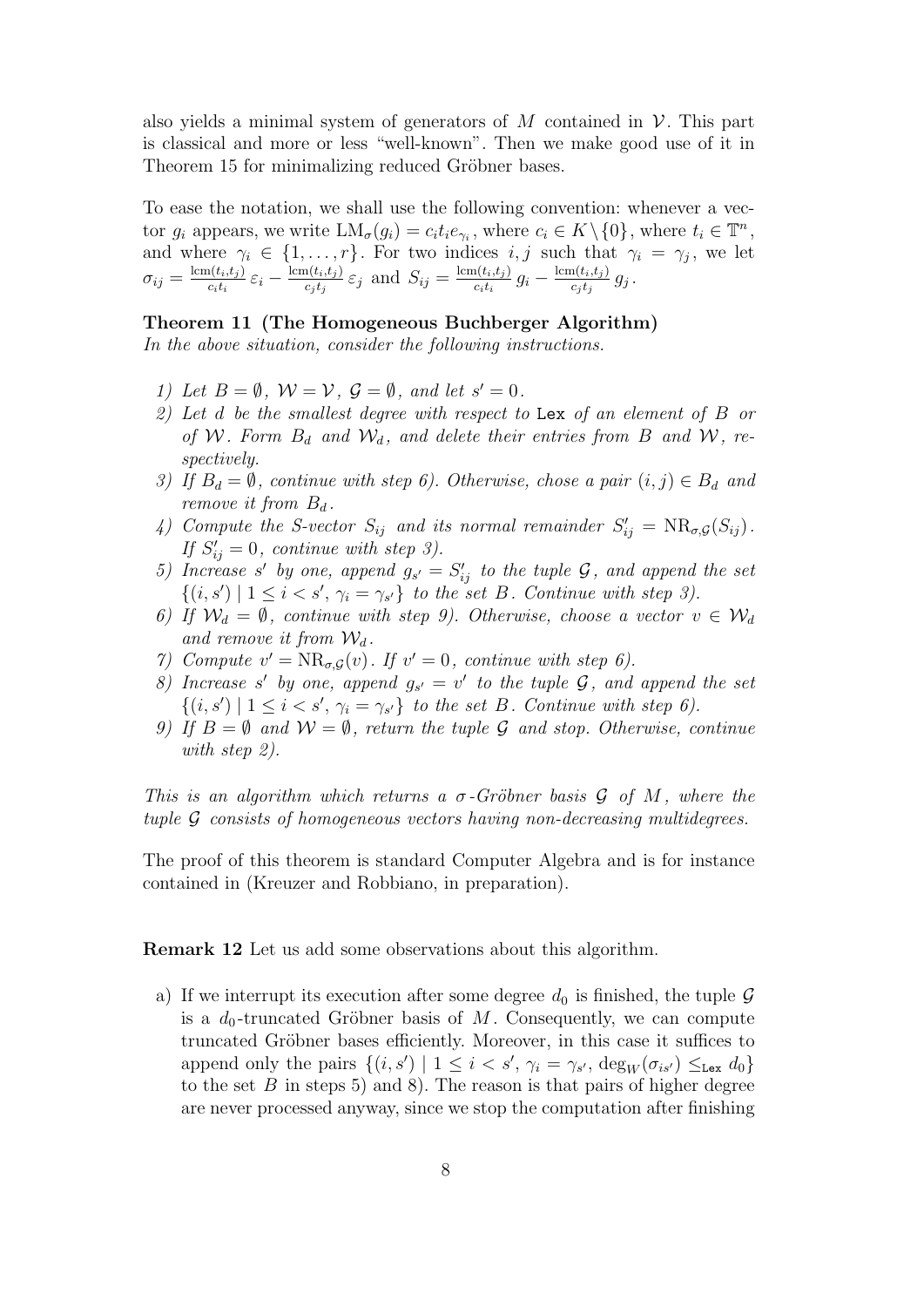also yields a minimal system of generators of $M$ contained in $\mathcal{V}$. This part is classical and more or less "well-known". Then we make good use of it in Theorem 15 for minimalizing reduced Gröbner bases.

To ease the notation, we shall use the following convention: whenever a vector $g_i$ appears, we write $\mathrm{LM}_\sigma(g_i) = c_i t_i e_{\gamma_i}$, where $c_i \in K \setminus \{0\}$, where $t_i \in \mathbb{T}^n$, and where $\gamma_i \in \{1, \ldots, r\}$. For two indices $i, j$ such that $\gamma_i = \gamma_j$, we let $\sigma_{ij} = \frac{\mathrm{lcm}(t_i,t_j)}{c_i t_i}\, \varepsilon_i - \frac{\mathrm{lcm}(t_i,t_j)}{c_j t_j}\, \varepsilon_j$ and $S_{ij} = \frac{\mathrm{lcm}(t_i,t_j)}{c_i t_i}\, g_i - \frac{\mathrm{lcm}(t_i,t_j)}{c_j t_j}\, g_j$.

**Theorem 11 (The Homogeneous Buchberger Algorithm)**
*In the above situation, consider the following instructions.*

1) *Let $B = \emptyset$, $\mathcal{W} = \mathcal{V}$, $\mathcal{G} = \emptyset$, and let $s' = 0$.*
2) *Let $d$ be the smallest degree with respect to* Lex *of an element of $B$ or of $\mathcal{W}$. Form $B_d$ and $\mathcal{W}_d$, and delete their entries from $B$ and $\mathcal{W}$, respectively.*
3) *If $B_d = \emptyset$, continue with step 6). Otherwise, chose a pair $(i, j) \in B_d$ and remove it from $B_d$.*
4) *Compute the S-vector $S_{ij}$ and its normal remainder $S'_{ij} = \mathrm{NR}_{\sigma,\mathcal{G}}(S_{ij})$. If $S'_{ij} = 0$, continue with step 3).*
5) *Increase $s'$ by one, append $g_{s'} = S'_{ij}$ to the tuple $\mathcal{G}$, and append the set $\{(i, s') \mid 1 \le i < s',\, \gamma_i = \gamma_{s'}\}$ to the set $B$. Continue with step 3).*
6) *If $\mathcal{W}_d = \emptyset$, continue with step 9). Otherwise, choose a vector $v \in \mathcal{W}_d$ and remove it from $\mathcal{W}_d$.*
7) *Compute $v' = \mathrm{NR}_{\sigma,\mathcal{G}}(v)$. If $v' = 0$, continue with step 6).*
8) *Increase $s'$ by one, append $g_{s'} = v'$ to the tuple $\mathcal{G}$, and append the set $\{(i, s') \mid 1 \le i < s',\, \gamma_i = \gamma_{s'}\}$ to the set $B$. Continue with step 6).*
9) *If $B = \emptyset$ and $\mathcal{W} = \emptyset$, return the tuple $\mathcal{G}$ and stop. Otherwise, continue with step 2).*

*This is an algorithm which returns a $\sigma$-Gröbner basis $\mathcal{G}$ of $M$, where the tuple $\mathcal{G}$ consists of homogeneous vectors having non-decreasing multidegrees.*

The proof of this theorem is standard Computer Algebra and is for instance contained in (Kreuzer and Robbiano, in preparation).

**Remark 12** Let us add some observations about this algorithm.

a) If we interrupt its execution after some degree $d_0$ is finished, the tuple $\mathcal{G}$ is a $d_0$-truncated Gröbner basis of $M$. Consequently, we can compute truncated Gröbner bases efficiently. Moreover, in this case it suffices to append only the pairs $\{(i, s') \mid 1 \le i < s',\, \gamma_i = \gamma_{s'},\, \deg_W(\sigma_{is'}) \le_{\mathtt{Lex}} d_0\}$ to the set $B$ in steps 5) and 8). The reason is that pairs of higher degree are never processed anyway, since we stop the computation after finishing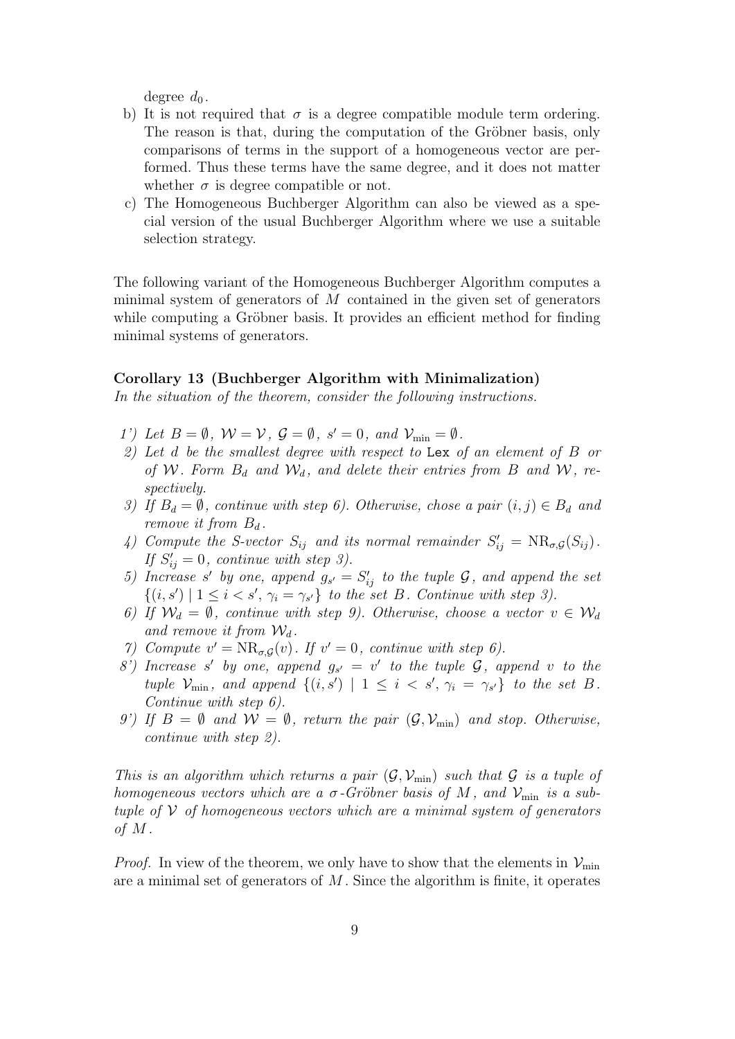degree $d_0$.

b) It is not required that $\sigma$ is a degree compatible module term ordering. The reason is that, during the computation of the Gröbner basis, only comparisons of terms in the support of a homogeneous vector are performed. Thus these terms have the same degree, and it does not matter whether $\sigma$ is degree compatible or not.

c) The Homogeneous Buchberger Algorithm can also be viewed as a special version of the usual Buchberger Algorithm where we use a suitable selection strategy.

The following variant of the Homogeneous Buchberger Algorithm computes a minimal system of generators of $M$ contained in the given set of generators while computing a Gröbner basis. It provides an efficient method for finding minimal systems of generators.

**Corollary 13 (Buchberger Algorithm with Minimalization)**
*In the situation of the theorem, consider the following instructions.*

1') *Let $B = \emptyset$, $\mathcal{W} = \mathcal{V}$, $\mathcal{G} = \emptyset$, $s' = 0$, and $\mathcal{V}_{\min} = \emptyset$.*

2) *Let $d$ be the smallest degree with respect to* `Lex` *of an element of $B$ or of $\mathcal{W}$. Form $B_d$ and $\mathcal{W}_d$, and delete their entries from $B$ and $\mathcal{W}$, respectively.*

3) *If $B_d = \emptyset$, continue with step 6). Otherwise, chose a pair $(i,j) \in B_d$ and remove it from $B_d$.*

4) *Compute the S-vector $S_{ij}$ and its normal remainder $S'_{ij} = \mathrm{NR}_{\sigma,\mathcal{G}}(S_{ij})$. If $S'_{ij} = 0$, continue with step 3).*

5) *Increase $s'$ by one, append $g_{s'} = S'_{ij}$ to the tuple $\mathcal{G}$, and append the set $\{(i,s') \mid 1 \le i < s',\, \gamma_i = \gamma_{s'}\}$ to the set $B$. Continue with step 3).*

6) *If $\mathcal{W}_d = \emptyset$, continue with step 9). Otherwise, choose a vector $v \in \mathcal{W}_d$ and remove it from $\mathcal{W}_d$.*

7) *Compute $v' = \mathrm{NR}_{\sigma,\mathcal{G}}(v)$. If $v' = 0$, continue with step 6).*

8') *Increase $s'$ by one, append $g_{s'} = v'$ to the tuple $\mathcal{G}$, append $v$ to the tuple $\mathcal{V}_{\min}$, and append $\{(i,s') \mid 1 \le i < s',\, \gamma_i = \gamma_{s'}\}$ to the set $B$. Continue with step 6).*

9') *If $B = \emptyset$ and $\mathcal{W} = \emptyset$, return the pair $(\mathcal{G}, \mathcal{V}_{\min})$ and stop. Otherwise, continue with step 2).*

*This is an algorithm which returns a pair $(\mathcal{G}, \mathcal{V}_{\min})$ such that $\mathcal{G}$ is a tuple of homogeneous vectors which are a $\sigma$-Gröbner basis of $M$, and $\mathcal{V}_{\min}$ is a subtuple of $\mathcal{V}$ of homogeneous vectors which are a minimal system of generators of $M$.*

*Proof.* In view of the theorem, we only have to show that the elements in $\mathcal{V}_{\min}$ are a minimal set of generators of $M$. Since the algorithm is finite, it operates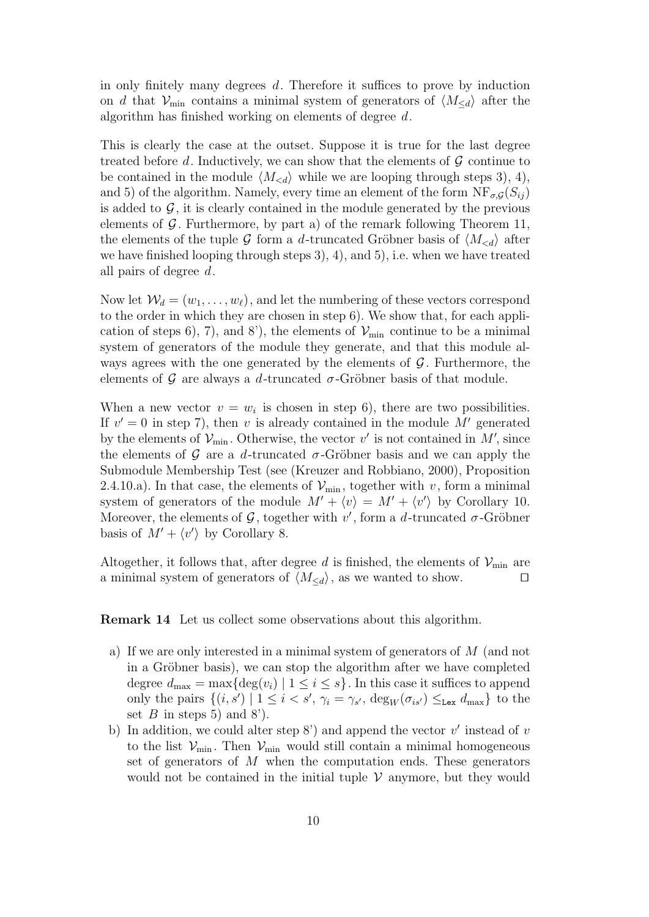in only finitely many degrees $d$. Therefore it suffices to prove by induction on $d$ that $\mathcal{V}_{\min}$ contains a minimal system of generators of $\langle M_{\leq d}\rangle$ after the algorithm has finished working on elements of degree $d$.

This is clearly the case at the outset. Suppose it is true for the last degree treated before $d$. Inductively, we can show that the elements of $\mathcal{G}$ continue to be contained in the module $\langle M_{<d}\rangle$ while we are looping through steps 3), 4), and 5) of the algorithm. Namely, every time an element of the form $\mathrm{NF}_{\sigma,\mathcal{G}}(S_{ij})$ is added to $\mathcal{G}$, it is clearly contained in the module generated by the previous elements of $\mathcal{G}$. Furthermore, by part a) of the remark following Theorem 11, the elements of the tuple $\mathcal{G}$ form a $d$-truncated Gröbner basis of $\langle M_{<d}\rangle$ after we have finished looping through steps 3), 4), and 5), i.e. when we have treated all pairs of degree $d$.

Now let $\mathcal{W}_d = (w_1, \ldots, w_\ell)$, and let the numbering of these vectors correspond to the order in which they are chosen in step 6). We show that, for each application of steps 6), 7), and 8'), the elements of $\mathcal{V}_{\min}$ continue to be a minimal system of generators of the module they generate, and that this module always agrees with the one generated by the elements of $\mathcal{G}$. Furthermore, the elements of $\mathcal{G}$ are always a $d$-truncated $\sigma$-Gröbner basis of that module.

When a new vector $v = w_i$ is chosen in step 6), there are two possibilities. If $v' = 0$ in step 7), then $v$ is already contained in the module $M'$ generated by the elements of $\mathcal{V}_{\min}$. Otherwise, the vector $v'$ is not contained in $M'$, since the elements of $\mathcal{G}$ are a $d$-truncated $\sigma$-Gröbner basis and we can apply the Submodule Membership Test (see (Kreuzer and Robbiano, 2000), Proposition 2.4.10.a). In that case, the elements of $\mathcal{V}_{\min}$, together with $v$, form a minimal system of generators of the module $M' + \langle v\rangle = M' + \langle v'\rangle$ by Corollary 10. Moreover, the elements of $\mathcal{G}$, together with $v'$, form a $d$-truncated $\sigma$-Gröbner basis of $M' + \langle v'\rangle$ by Corollary 8.

Altogether, it follows that, after degree $d$ is finished, the elements of $\mathcal{V}_{\min}$ are a minimal system of generators of $\langle M_{\leq d}\rangle$, as we wanted to show. $\square$

**Remark 14** Let us collect some observations about this algorithm.

a) If we are only interested in a minimal system of generators of $M$ (and not in a Gröbner basis), we can stop the algorithm after we have completed degree $d_{\max} = \max\{\deg(v_i) \mid 1 \leq i \leq s\}$. In this case it suffices to append only the pairs $\{(i, s') \mid 1 \leq i < s',\ \gamma_i = \gamma_{s'},\ \deg_W(\sigma_{is'}) \leq_{\texttt{Lex}} d_{\max}\}$ to the set $B$ in steps 5) and 8').

b) In addition, we could alter step 8') and append the vector $v'$ instead of $v$ to the list $\mathcal{V}_{\min}$. Then $\mathcal{V}_{\min}$ would still contain a minimal homogeneous set of generators of $M$ when the computation ends. These generators would not be contained in the initial tuple $\mathcal{V}$ anymore, but they would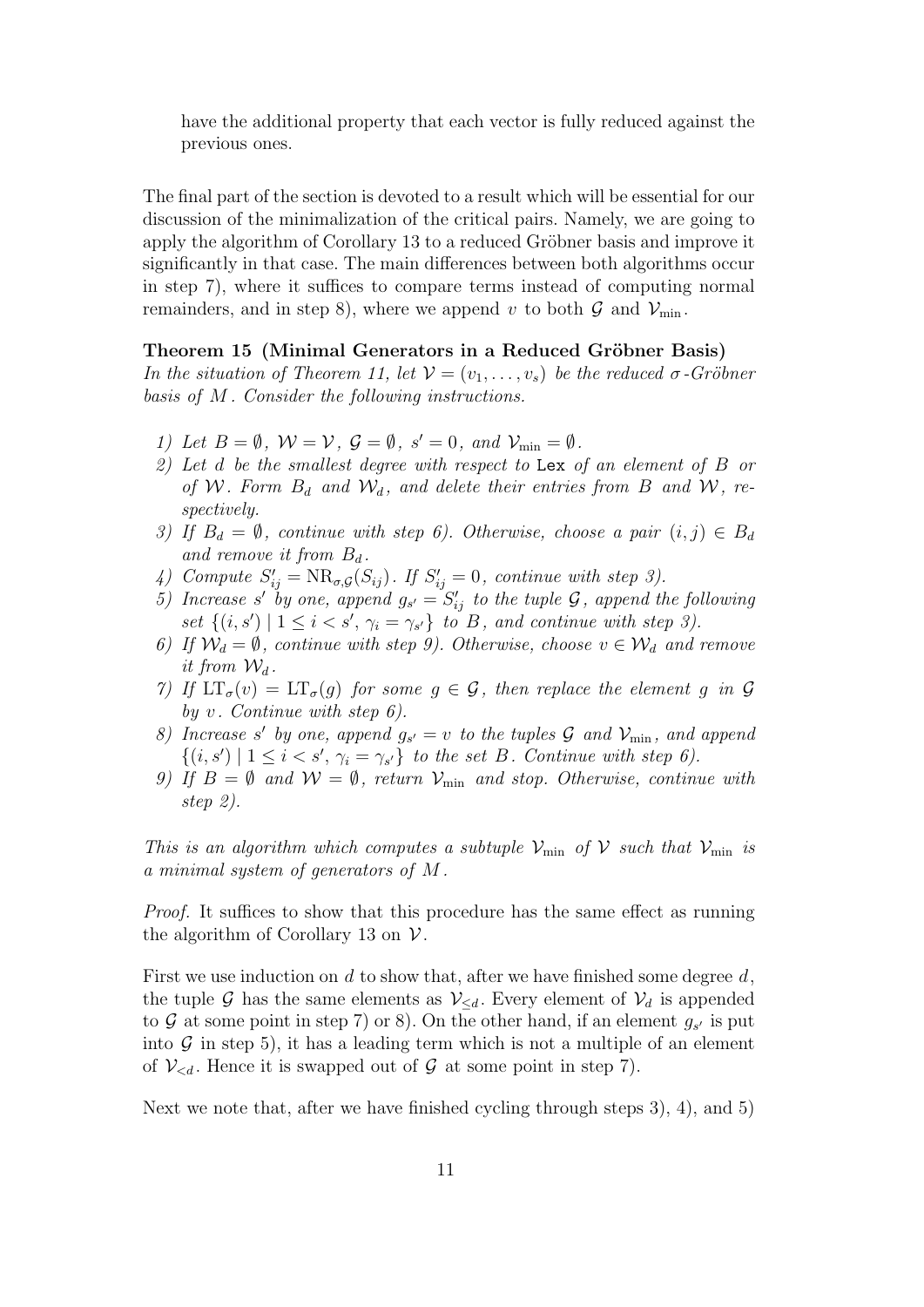have the additional property that each vector is fully reduced against the previous ones.

The final part of the section is devoted to a result which will be essential for our discussion of the minimalization of the critical pairs. Namely, we are going to apply the algorithm of Corollary 13 to a reduced Gröbner basis and improve it significantly in that case. The main differences between both algorithms occur in step 7), where it suffices to compare terms instead of computing normal remainders, and in step 8), where we append $v$ to both $\mathcal{G}$ and $\mathcal{V}_{\min}$.

**Theorem 15 (Minimal Generators in a Reduced Gröbner Basis)**
*In the situation of Theorem 11, let $\mathcal{V} = (v_1, \dots, v_s)$ be the reduced $\sigma$-Gröbner basis of $M$. Consider the following instructions.*

1) *Let $B = \emptyset$, $\mathcal{W} = \mathcal{V}$, $\mathcal{G} = \emptyset$, $s' = 0$, and $\mathcal{V}_{\min} = \emptyset$.*
2) *Let $d$ be the smallest degree with respect to `Lex` of an element of $B$ or of $\mathcal{W}$. Form $B_d$ and $\mathcal{W}_d$, and delete their entries from $B$ and $\mathcal{W}$, respectively.*
3) *If $B_d = \emptyset$, continue with step 6). Otherwise, choose a pair $(i,j) \in B_d$ and remove it from $B_d$.*
4) *Compute $S'_{ij} = \mathrm{NR}_{\sigma,\mathcal{G}}(S_{ij})$. If $S'_{ij} = 0$, continue with step 3).*
5) *Increase $s'$ by one, append $g_{s'} = S'_{ij}$ to the tuple $\mathcal{G}$, append the following set $\{(i,s') \mid 1 \le i < s',\ \gamma_i = \gamma_{s'}\}$ to $B$, and continue with step 3).*
6) *If $\mathcal{W}_d = \emptyset$, continue with step 9). Otherwise, choose $v \in \mathcal{W}_d$ and remove it from $\mathcal{W}_d$.*
7) *If $\mathrm{LT}_\sigma(v) = \mathrm{LT}_\sigma(g)$ for some $g \in \mathcal{G}$, then replace the element $g$ in $\mathcal{G}$ by $v$. Continue with step 6).*
8) *Increase $s'$ by one, append $g_{s'} = v$ to the tuples $\mathcal{G}$ and $\mathcal{V}_{\min}$, and append $\{(i,s') \mid 1 \le i < s',\ \gamma_i = \gamma_{s'}\}$ to the set $B$. Continue with step 6).*
9) *If $B = \emptyset$ and $\mathcal{W} = \emptyset$, return $\mathcal{V}_{\min}$ and stop. Otherwise, continue with step 2).*

*This is an algorithm which computes a subtuple $\mathcal{V}_{\min}$ of $\mathcal{V}$ such that $\mathcal{V}_{\min}$ is a minimal system of generators of $M$.*

*Proof.* It suffices to show that this procedure has the same effect as running the algorithm of Corollary 13 on $\mathcal{V}$.

First we use induction on $d$ to show that, after we have finished some degree $d$, the tuple $\mathcal{G}$ has the same elements as $\mathcal{V}_{\le d}$. Every element of $\mathcal{V}_d$ is appended to $\mathcal{G}$ at some point in step 7) or 8). On the other hand, if an element $g_{s'}$ is put into $\mathcal{G}$ in step 5), it has a leading term which is not a multiple of an element of $\mathcal{V}_{<d}$. Hence it is swapped out of $\mathcal{G}$ at some point in step 7).

Next we note that, after we have finished cycling through steps 3), 4), and 5)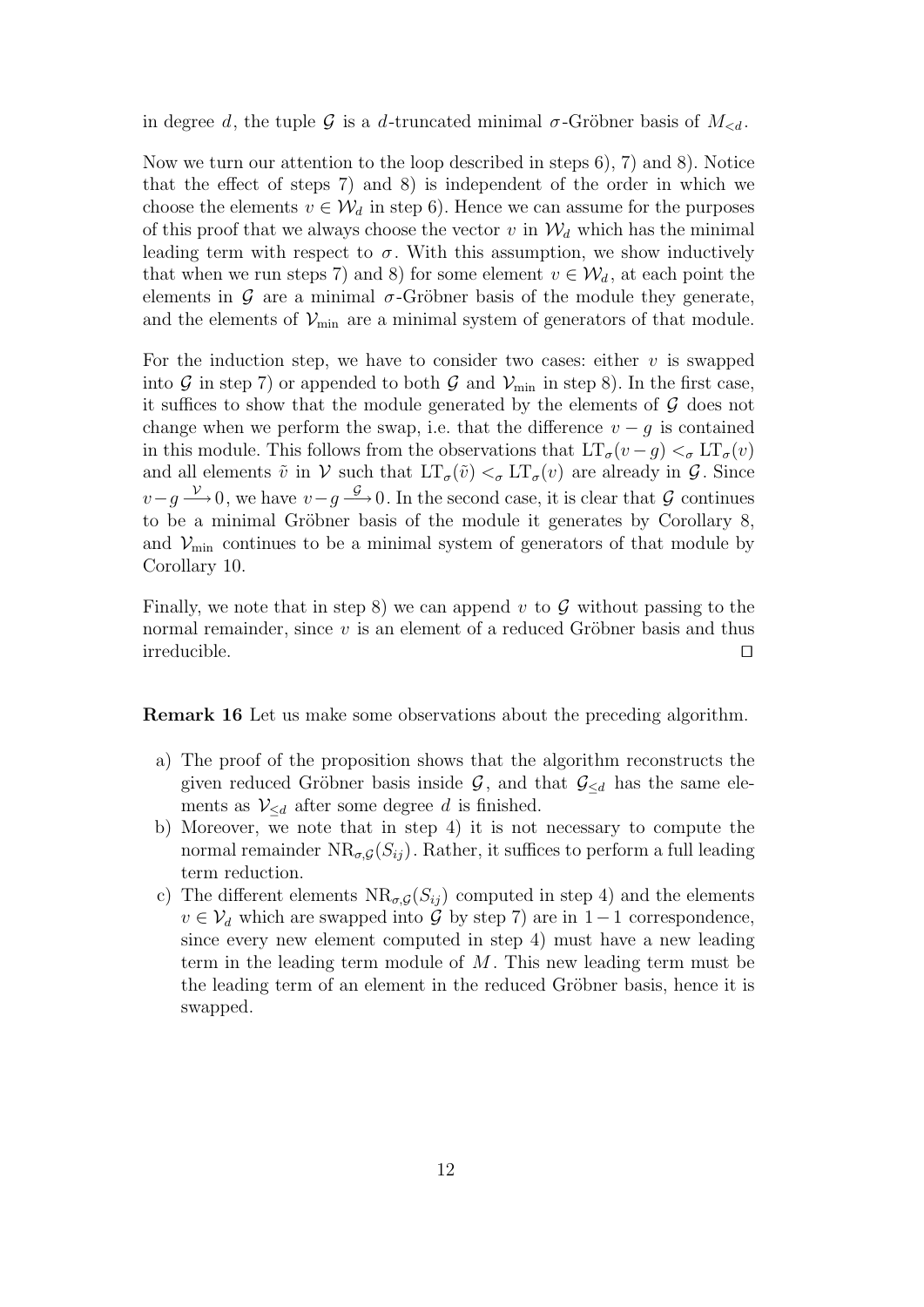in degree $d$, the tuple $\mathcal{G}$ is a $d$-truncated minimal $\sigma$-Gröbner basis of $M_{<d}$.

Now we turn our attention to the loop described in steps 6), 7) and 8). Notice that the effect of steps 7) and 8) is independent of the order in which we choose the elements $v \in \mathcal{W}_d$ in step 6). Hence we can assume for the purposes of this proof that we always choose the vector $v$ in $\mathcal{W}_d$ which has the minimal leading term with respect to $\sigma$. With this assumption, we show inductively that when we run steps 7) and 8) for some element $v \in \mathcal{W}_d$, at each point the elements in $\mathcal{G}$ are a minimal $\sigma$-Gröbner basis of the module they generate, and the elements of $\mathcal{V}_{\min}$ are a minimal system of generators of that module.

For the induction step, we have to consider two cases: either $v$ is swapped into $\mathcal{G}$ in step 7) or appended to both $\mathcal{G}$ and $\mathcal{V}_{\min}$ in step 8). In the first case, it suffices to show that the module generated by the elements of $\mathcal{G}$ does not change when we perform the swap, i.e. that the difference $v - g$ is contained in this module. This follows from the observations that $\mathrm{LT}_\sigma(v-g) <_\sigma \mathrm{LT}_\sigma(v)$ and all elements $\tilde{v}$ in $\mathcal{V}$ such that $\mathrm{LT}_\sigma(\tilde{v}) <_\sigma \mathrm{LT}_\sigma(v)$ are already in $\mathcal{G}$. Since $v-g \xrightarrow{\mathcal{V}} 0$, we have $v-g \xrightarrow{\mathcal{G}} 0$. In the second case, it is clear that $\mathcal{G}$ continues to be a minimal Gröbner basis of the module it generates by Corollary 8, and $\mathcal{V}_{\min}$ continues to be a minimal system of generators of that module by Corollary 10.

Finally, we note that in step 8) we can append $v$ to $\mathcal{G}$ without passing to the normal remainder, since $v$ is an element of a reduced Gröbner basis and thus irreducible. $\square$

**Remark 16** Let us make some observations about the preceding algorithm.

a) The proof of the proposition shows that the algorithm reconstructs the given reduced Gröbner basis inside $\mathcal{G}$, and that $\mathcal{G}_{\leq d}$ has the same elements as $\mathcal{V}_{\leq d}$ after some degree $d$ is finished.

b) Moreover, we note that in step 4) it is not necessary to compute the normal remainder $\mathrm{NR}_{\sigma,\mathcal{G}}(S_{ij})$. Rather, it suffices to perform a full leading term reduction.

c) The different elements $\mathrm{NR}_{\sigma,\mathcal{G}}(S_{ij})$ computed in step 4) and the elements $v \in \mathcal{V}_d$ which are swapped into $\mathcal{G}$ by step 7) are in $1-1$ correspondence, since every new element computed in step 4) must have a new leading term in the leading term module of $M$. This new leading term must be the leading term of an element in the reduced Gröbner basis, hence it is swapped.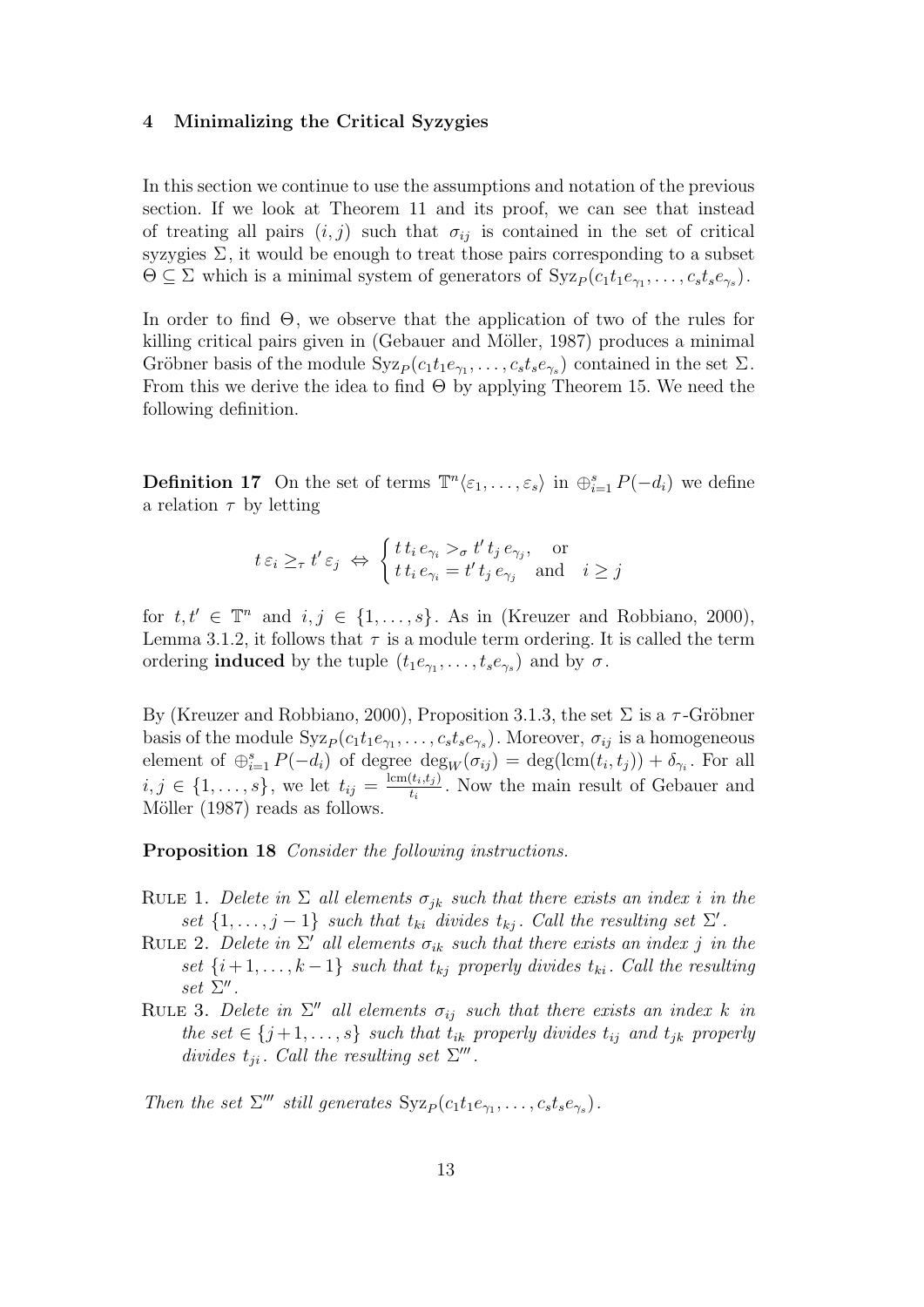## 4 Minimalizing the Critical Syzygies

In this section we continue to use the assumptions and notation of the previous section. If we look at Theorem 11 and its proof, we can see that instead of treating all pairs $(i,j)$ such that $\sigma_{ij}$ is contained in the set of critical syzygies $\Sigma$, it would be enough to treat those pairs corresponding to a subset $\Theta \subseteq \Sigma$ which is a minimal system of generators of $\mathrm{Syz}_P(c_1 t_1 e_{\gamma_1}, \ldots, c_s t_s e_{\gamma_s})$.

In order to find $\Theta$, we observe that the application of two of the rules for killing critical pairs given in (Gebauer and Möller, 1987) produces a minimal Gröbner basis of the module $\mathrm{Syz}_P(c_1 t_1 e_{\gamma_1}, \ldots, c_s t_s e_{\gamma_s})$ contained in the set $\Sigma$. From this we derive the idea to find $\Theta$ by applying Theorem 15. We need the following definition.

**Definition 17** On the set of terms $\mathbb{T}^n\langle \varepsilon_1, \ldots, \varepsilon_s\rangle$ in $\oplus_{i=1}^s P(-d_i)$ we define a relation $\tau$ by letting

$$t\,\varepsilon_i \geq_\tau t'\,\varepsilon_j \;\Leftrightarrow\; \begin{cases} t\,t_i\,e_{\gamma_i} >_\sigma t'\,t_j\,e_{\gamma_j}, & \text{or} \\ t\,t_i\,e_{\gamma_i} = t'\,t_j\,e_{\gamma_j} & \text{and} \quad i \geq j \end{cases}$$

for $t, t' \in \mathbb{T}^n$ and $i, j \in \{1, \ldots, s\}$. As in (Kreuzer and Robbiano, 2000), Lemma 3.1.2, it follows that $\tau$ is a module term ordering. It is called the term ordering **induced** by the tuple $(t_1 e_{\gamma_1}, \ldots, t_s e_{\gamma_s})$ and by $\sigma$.

By (Kreuzer and Robbiano, 2000), Proposition 3.1.3, the set $\Sigma$ is a $\tau$-Gröbner basis of the module $\mathrm{Syz}_P(c_1 t_1 e_{\gamma_1}, \ldots, c_s t_s e_{\gamma_s})$. Moreover, $\sigma_{ij}$ is a homogeneous element of $\oplus_{i=1}^s P(-d_i)$ of degree $\deg_W(\sigma_{ij}) = \deg(\mathrm{lcm}(t_i, t_j)) + \delta_{\gamma_i}$. For all $i, j \in \{1, \ldots, s\}$, we let $t_{ij} = \frac{\mathrm{lcm}(t_i, t_j)}{t_i}$. Now the main result of Gebauer and Möller (1987) reads as follows.

**Proposition 18** *Consider the following instructions.*

RULE 1. *Delete in $\Sigma$ all elements $\sigma_{jk}$ such that there exists an index $i$ in the set $\{1, \ldots, j-1\}$ such that $t_{ki}$ divides $t_{kj}$. Call the resulting set $\Sigma'$.*

RULE 2. *Delete in $\Sigma'$ all elements $\sigma_{ik}$ such that there exists an index $j$ in the set $\{i+1, \ldots, k-1\}$ such that $t_{kj}$ properly divides $t_{ki}$. Call the resulting set $\Sigma''$.*

RULE 3. *Delete in $\Sigma''$ all elements $\sigma_{ij}$ such that there exists an index $k$ in the set $\in \{j+1, \ldots, s\}$ such that $t_{ik}$ properly divides $t_{ij}$ and $t_{jk}$ properly divides $t_{ji}$. Call the resulting set $\Sigma'''$.*

*Then the set $\Sigma'''$ still generates $\mathrm{Syz}_P(c_1 t_1 e_{\gamma_1}, \ldots, c_s t_s e_{\gamma_s})$.*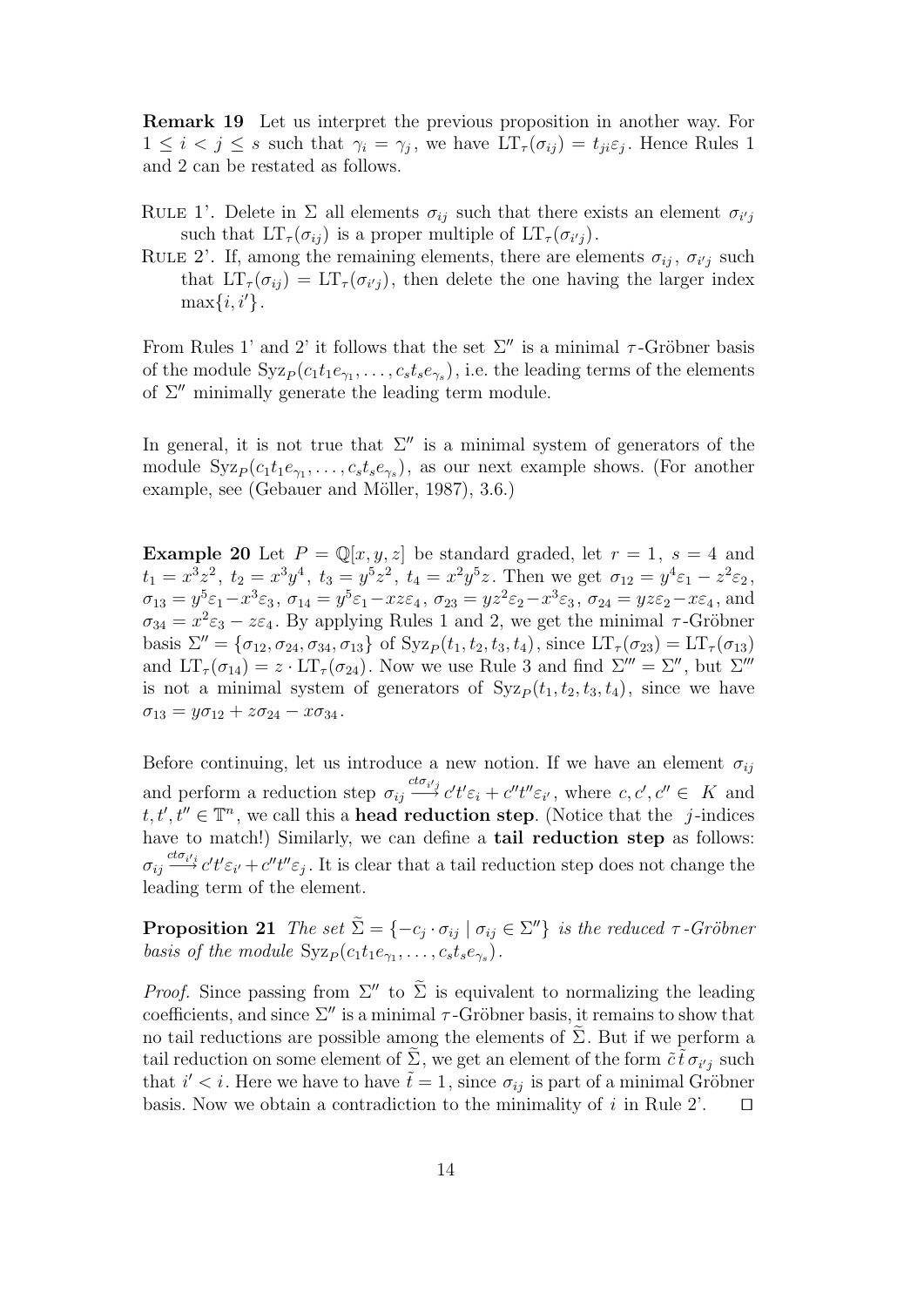**Remark 19** Let us interpret the previous proposition in another way. For $1 \leq i < j \leq s$ such that $\gamma_i = \gamma_j$, we have $\mathrm{LT}_\tau(\sigma_{ij}) = t_{ji}\varepsilon_j$. Hence Rules 1 and 2 can be restated as follows.

- RULE 1'. Delete in $\Sigma$ all elements $\sigma_{ij}$ such that there exists an element $\sigma_{i'j}$ such that $\mathrm{LT}_\tau(\sigma_{ij})$ is a proper multiple of $\mathrm{LT}_\tau(\sigma_{i'j})$.
- RULE 2'. If, among the remaining elements, there are elements $\sigma_{ij}$, $\sigma_{i'j}$ such that $\mathrm{LT}_\tau(\sigma_{ij}) = \mathrm{LT}_\tau(\sigma_{i'j})$, then delete the one having the larger index $\max\{i, i'\}$.

From Rules 1' and 2' it follows that the set $\Sigma''$ is a minimal $\tau$-Gröbner basis of the module $\mathrm{Syz}_P(c_1t_1e_{\gamma_1}, \ldots, c_st_se_{\gamma_s})$, i.e. the leading terms of the elements of $\Sigma''$ minimally generate the leading term module.

In general, it is not true that $\Sigma''$ is a minimal system of generators of the module $\mathrm{Syz}_P(c_1t_1e_{\gamma_1}, \ldots, c_st_se_{\gamma_s})$, as our next example shows. (For another example, see (Gebauer and Möller, 1987), 3.6.)

**Example 20** Let $P = \mathbb{Q}[x, y, z]$ be standard graded, let $r = 1$, $s = 4$ and $t_1 = x^3z^2$, $t_2 = x^3y^4$, $t_3 = y^5z^2$, $t_4 = x^2y^5z$. Then we get $\sigma_{12} = y^4\varepsilon_1 - z^2\varepsilon_2$, $\sigma_{13} = y^5\varepsilon_1 - x^3\varepsilon_3$, $\sigma_{14} = y^5\varepsilon_1 - xz\varepsilon_4$, $\sigma_{23} = yz^2\varepsilon_2 - x^3\varepsilon_3$, $\sigma_{24} = yz\varepsilon_2 - x\varepsilon_4$, and $\sigma_{34} = x^2\varepsilon_3 - z\varepsilon_4$. By applying Rules 1 and 2, we get the minimal $\tau$-Gröbner basis $\Sigma'' = \{\sigma_{12}, \sigma_{24}, \sigma_{34}, \sigma_{13}\}$ of $\mathrm{Syz}_P(t_1, t_2, t_3, t_4)$, since $\mathrm{LT}_\tau(\sigma_{23}) = \mathrm{LT}_\tau(\sigma_{13})$ and $\mathrm{LT}_\tau(\sigma_{14}) = z \cdot \mathrm{LT}_\tau(\sigma_{24})$. Now we use Rule 3 and find $\Sigma''' = \Sigma''$, but $\Sigma'''$ is not a minimal system of generators of $\mathrm{Syz}_P(t_1, t_2, t_3, t_4)$, since we have $\sigma_{13} = y\sigma_{12} + z\sigma_{24} - x\sigma_{34}$.

Before continuing, let us introduce a new notion. If we have an element $\sigma_{ij}$ and perform a reduction step $\sigma_{ij} \xrightarrow{ct\sigma_{i'j}} c't'\varepsilon_i + c''t''\varepsilon_{i'}$, where $c, c', c'' \in K$ and $t, t', t'' \in \mathbb{T}^n$, we call this a **head reduction step**. (Notice that the $j$-indices have to match!) Similarly, we can define a **tail reduction step** as follows: $\sigma_{ij} \xrightarrow{ct\sigma_{i'i}} c't'\varepsilon_{i'} + c''t''\varepsilon_j$. It is clear that a tail reduction step does not change the leading term of the element.

**Proposition 21** *The set $\widetilde{\Sigma} = \{-c_j \cdot \sigma_{ij} \mid \sigma_{ij} \in \Sigma''\}$ is the reduced $\tau$-Gröbner basis of the module $\mathrm{Syz}_P(c_1t_1e_{\gamma_1}, \ldots, c_st_se_{\gamma_s})$.*

*Proof.* Since passing from $\Sigma''$ to $\widetilde{\Sigma}$ is equivalent to normalizing the leading coefficients, and since $\Sigma''$ is a minimal $\tau$-Gröbner basis, it remains to show that no tail reductions are possible among the elements of $\widetilde{\Sigma}$. But if we perform a tail reduction on some element of $\widetilde{\Sigma}$, we get an element of the form $\tilde{c}\,\tilde{t}\,\sigma_{i'j}$ such that $i' < i$. Here we have to have $\tilde{t} = 1$, since $\sigma_{ij}$ is part of a minimal Gröbner basis. Now we obtain a contradiction to the minimality of $i$ in Rule 2'. $\square$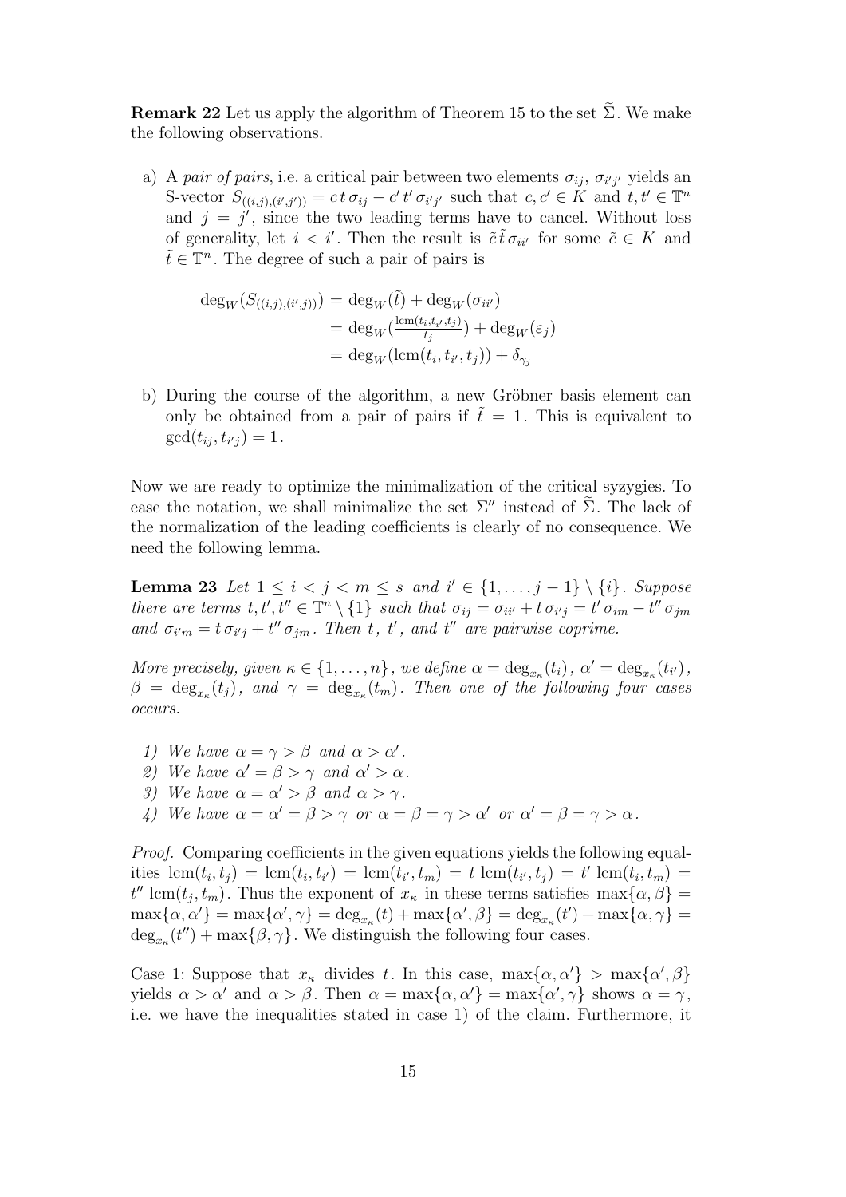**Remark 22** Let us apply the algorithm of Theorem 15 to the set $\widetilde{\Sigma}$. We make the following observations.

a) A *pair of pairs*, i.e. a critical pair between two elements $\sigma_{ij}$, $\sigma_{i'j'}$ yields an S-vector $S_{((i,j),(i',j'))} = c\,t\,\sigma_{ij} - c'\,t'\,\sigma_{i'j'}$ such that $c, c' \in K$ and $t, t' \in \mathbb{T}^n$ and $j = j'$, since the two leading terms have to cancel. Without loss of generality, let $i < i'$. Then the result is $\tilde{c}\,\tilde{t}\,\sigma_{ii'}$ for some $\tilde{c} \in K$ and $\tilde{t} \in \mathbb{T}^n$. The degree of such a pair of pairs is

$$\begin{aligned}
\deg_W(S_{((i,j),(i',j))}) &= \deg_W(\tilde{t}) + \deg_W(\sigma_{ii'}) \\
&= \deg_W\left(\tfrac{\operatorname{lcm}(t_i,t_{i'},t_j)}{t_j}\right) + \deg_W(\varepsilon_j) \\
&= \deg_W(\operatorname{lcm}(t_i,t_{i'},t_j)) + \delta_{\gamma_j}
\end{aligned}$$

b) During the course of the algorithm, a new Gröbner basis element can only be obtained from a pair of pairs if $\tilde{t} = 1$. This is equivalent to $\gcd(t_{ij}, t_{i'j}) = 1$.

Now we are ready to optimize the minimalization of the critical syzygies. To ease the notation, we shall minimalize the set $\Sigma''$ instead of $\widetilde{\Sigma}$. The lack of the normalization of the leading coefficients is clearly of no consequence. We need the following lemma.

**Lemma 23** *Let $1 \le i < j < m \le s$ and $i' \in \{1, \ldots, j-1\} \setminus \{i\}$. Suppose there are terms $t, t', t'' \in \mathbb{T}^n \setminus \{1\}$ such that $\sigma_{ij} = \sigma_{ii'} + t\,\sigma_{i'j} = t'\,\sigma_{im} - t''\,\sigma_{jm}$ and $\sigma_{i'm} = t\,\sigma_{i'j} + t''\,\sigma_{jm}$. Then $t$, $t'$, and $t''$ are pairwise coprime.*

*More precisely, given $\kappa \in \{1, \ldots, n\}$, we define $\alpha = \deg_{x_\kappa}(t_i)$, $\alpha' = \deg_{x_\kappa}(t_{i'})$, $\beta = \deg_{x_\kappa}(t_j)$, and $\gamma = \deg_{x_\kappa}(t_m)$. Then one of the following four cases occurs.*

1) *We have $\alpha = \gamma > \beta$ and $\alpha > \alpha'$.*
2) *We have $\alpha' = \beta > \gamma$ and $\alpha' > \alpha$.*
3) *We have $\alpha = \alpha' > \beta$ and $\alpha > \gamma$.*
4) *We have $\alpha = \alpha' = \beta > \gamma$ or $\alpha = \beta = \gamma > \alpha'$ or $\alpha' = \beta = \gamma > \alpha$.*

*Proof.* Comparing coefficients in the given equations yields the following equalities $\operatorname{lcm}(t_i, t_j) = \operatorname{lcm}(t_i, t_{i'}) = \operatorname{lcm}(t_{i'}, t_m) = t\,\operatorname{lcm}(t_{i'}, t_j) = t'\,\operatorname{lcm}(t_i, t_m) = t''\,\operatorname{lcm}(t_j, t_m)$. Thus the exponent of $x_\kappa$ in these terms satisfies $\max\{\alpha, \beta\} = \max\{\alpha, \alpha'\} = \max\{\alpha', \gamma\} = \deg_{x_\kappa}(t) + \max\{\alpha', \beta\} = \deg_{x_\kappa}(t') + \max\{\alpha, \gamma\} = \deg_{x_\kappa}(t'') + \max\{\beta, \gamma\}$. We distinguish the following four cases.

Case 1: Suppose that $x_\kappa$ divides $t$. In this case, $\max\{\alpha, \alpha'\} > \max\{\alpha', \beta\}$ yields $\alpha > \alpha'$ and $\alpha > \beta$. Then $\alpha = \max\{\alpha, \alpha'\} = \max\{\alpha', \gamma\}$ shows $\alpha = \gamma$, i.e. we have the inequalities stated in case 1) of the claim. Furthermore, it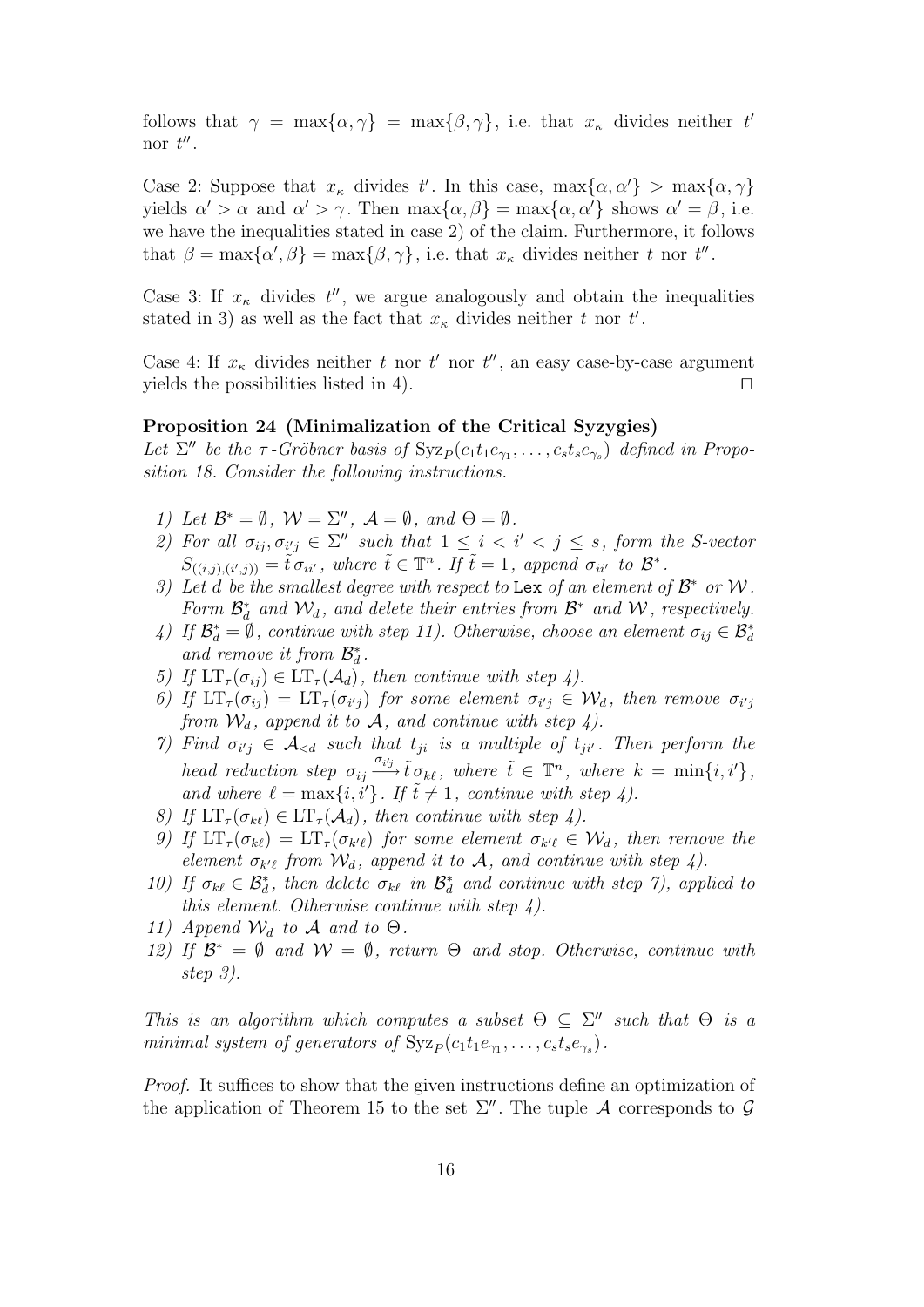follows that $\gamma = \max\{\alpha, \gamma\} = \max\{\beta, \gamma\}$, i.e. that $x_\kappa$ divides neither $t'$ nor $t''$.

Case 2: Suppose that $x_\kappa$ divides $t'$. In this case, $\max\{\alpha, \alpha'\} > \max\{\alpha, \gamma\}$ yields $\alpha' > \alpha$ and $\alpha' > \gamma$. Then $\max\{\alpha, \beta\} = \max\{\alpha, \alpha'\}$ shows $\alpha' = \beta$, i.e. we have the inequalities stated in case 2) of the claim. Furthermore, it follows that $\beta = \max\{\alpha', \beta\} = \max\{\beta, \gamma\}$, i.e. that $x_\kappa$ divides neither $t$ nor $t''$.

Case 3: If $x_\kappa$ divides $t''$, we argue analogously and obtain the inequalities stated in 3) as well as the fact that $x_\kappa$ divides neither $t$ nor $t'$.

Case 4: If $x_\kappa$ divides neither $t$ nor $t'$ nor $t''$, an easy case-by-case argument yields the possibilities listed in 4). $\square$

**Proposition 24 (Minimalization of the Critical Syzygies)**
*Let $\Sigma''$ be the $\tau$-Gröbner basis of $\mathrm{Syz}_P(c_1t_1e_{\gamma_1}, \ldots, c_st_se_{\gamma_s})$ defined in Proposition 18. Consider the following instructions.*

1) *Let $\mathcal{B}^* = \emptyset$, $\mathcal{W} = \Sigma''$, $\mathcal{A} = \emptyset$, and $\Theta = \emptyset$.*
2) *For all $\sigma_{ij}, \sigma_{i'j} \in \Sigma''$ such that $1 \le i < i' < j \le s$, form the S-vector $S_{((i,j),(i',j))} = \tilde{t}\,\sigma_{ii'}$, where $\tilde{t} \in \mathbb{T}^n$. If $\tilde{t} = 1$, append $\sigma_{ii'}$ to $\mathcal{B}^*$.*
3) *Let $d$ be the smallest degree with respect to* `Lex` *of an element of $\mathcal{B}^*$ or $\mathcal{W}$. Form $\mathcal{B}^*_d$ and $\mathcal{W}_d$, and delete their entries from $\mathcal{B}^*$ and $\mathcal{W}$, respectively.*
4) *If $\mathcal{B}^*_d = \emptyset$, continue with step 11). Otherwise, choose an element $\sigma_{ij} \in \mathcal{B}^*_d$ and remove it from $\mathcal{B}^*_d$.*
5) *If $\mathrm{LT}_\tau(\sigma_{ij}) \in \mathrm{LT}_\tau(\mathcal{A}_d)$, then continue with step 4).*
6) *If $\mathrm{LT}_\tau(\sigma_{ij}) = \mathrm{LT}_\tau(\sigma_{i'j})$ for some element $\sigma_{i'j} \in \mathcal{W}_d$, then remove $\sigma_{i'j}$ from $\mathcal{W}_d$, append it to $\mathcal{A}$, and continue with step 4).*
7) *Find $\sigma_{i'j} \in \mathcal{A}_{<d}$ such that $t_{ji}$ is a multiple of $t_{ji'}$. Then perform the head reduction step $\sigma_{ij} \xrightarrow{\sigma_{i'j}} \tilde{t}\,\sigma_{k\ell}$, where $\tilde{t} \in \mathbb{T}^n$, where $k = \min\{i, i'\}$, and where $\ell = \max\{i, i'\}$. If $\tilde{t} \neq 1$, continue with step 4).*
8) *If $\mathrm{LT}_\tau(\sigma_{k\ell}) \in \mathrm{LT}_\tau(\mathcal{A}_d)$, then continue with step 4).*
9) *If $\mathrm{LT}_\tau(\sigma_{k\ell}) = \mathrm{LT}_\tau(\sigma_{k'\ell})$ for some element $\sigma_{k'\ell} \in \mathcal{W}_d$, then remove the element $\sigma_{k'\ell}$ from $\mathcal{W}_d$, append it to $\mathcal{A}$, and continue with step 4).*
10) *If $\sigma_{k\ell} \in \mathcal{B}^*_d$, then delete $\sigma_{k\ell}$ in $\mathcal{B}^*_d$ and continue with step 7), applied to this element. Otherwise continue with step 4).*
11) *Append $\mathcal{W}_d$ to $\mathcal{A}$ and to $\Theta$.*
12) *If $\mathcal{B}^* = \emptyset$ and $\mathcal{W} = \emptyset$, return $\Theta$ and stop. Otherwise, continue with step 3).*

*This is an algorithm which computes a subset $\Theta \subseteq \Sigma''$ such that $\Theta$ is a minimal system of generators of $\mathrm{Syz}_P(c_1t_1e_{\gamma_1}, \ldots, c_st_se_{\gamma_s})$.*

*Proof.* It suffices to show that the given instructions define an optimization of the application of Theorem 15 to the set $\Sigma''$. The tuple $\mathcal{A}$ corresponds to $\mathcal{G}$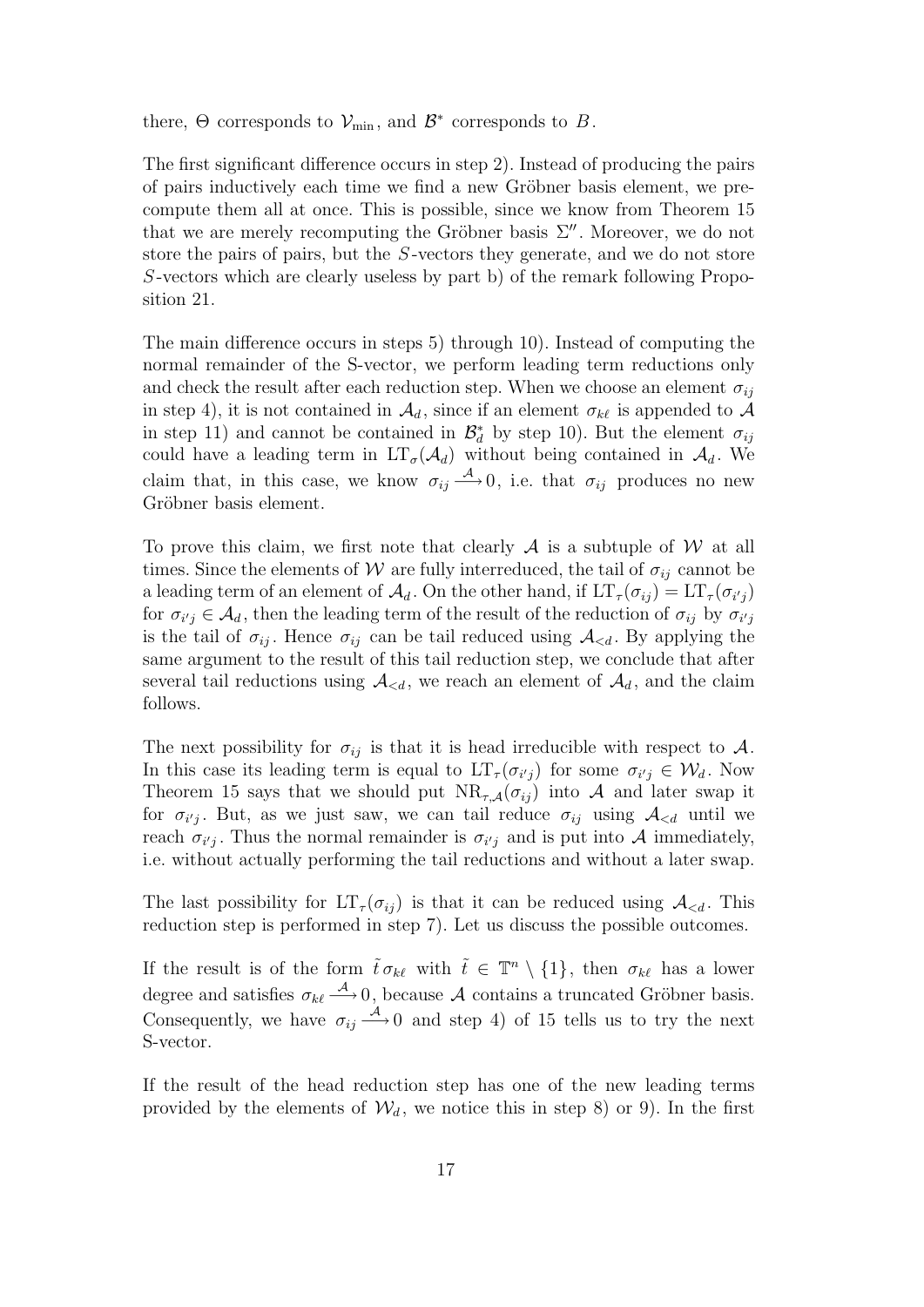there, $\Theta$ corresponds to $\mathcal{V}_{\min}$, and $\mathcal{B}^*$ corresponds to $B$.

The first significant difference occurs in step 2). Instead of producing the pairs of pairs inductively each time we find a new Gröbner basis element, we precompute them all at once. This is possible, since we know from Theorem 15 that we are merely recomputing the Gröbner basis $\Sigma''$. Moreover, we do not store the pairs of pairs, but the $S$-vectors they generate, and we do not store $S$-vectors which are clearly useless by part b) of the remark following Proposition 21.

The main difference occurs in steps 5) through 10). Instead of computing the normal remainder of the S-vector, we perform leading term reductions only and check the result after each reduction step. When we choose an element $\sigma_{ij}$ in step 4), it is not contained in $\mathcal{A}_d$, since if an element $\sigma_{k\ell}$ is appended to $\mathcal{A}$ in step 11) and cannot be contained in $\mathcal{B}_d^*$ by step 10). But the element $\sigma_{ij}$ could have a leading term in $\mathrm{LT}_\sigma(\mathcal{A}_d)$ without being contained in $\mathcal{A}_d$. We claim that, in this case, we know $\sigma_{ij} \xrightarrow{\mathcal{A}} 0$, i.e. that $\sigma_{ij}$ produces no new Gröbner basis element.

To prove this claim, we first note that clearly $\mathcal{A}$ is a subtuple of $\mathcal{W}$ at all times. Since the elements of $\mathcal{W}$ are fully interreduced, the tail of $\sigma_{ij}$ cannot be a leading term of an element of $\mathcal{A}_d$. On the other hand, if $\mathrm{LT}_\tau(\sigma_{ij}) = \mathrm{LT}_\tau(\sigma_{i'j})$ for $\sigma_{i'j} \in \mathcal{A}_d$, then the leading term of the result of the reduction of $\sigma_{ij}$ by $\sigma_{i'j}$ is the tail of $\sigma_{ij}$. Hence $\sigma_{ij}$ can be tail reduced using $\mathcal{A}_{<d}$. By applying the same argument to the result of this tail reduction step, we conclude that after several tail reductions using $\mathcal{A}_{<d}$, we reach an element of $\mathcal{A}_d$, and the claim follows.

The next possibility for $\sigma_{ij}$ is that it is head irreducible with respect to $\mathcal{A}$. In this case its leading term is equal to $\mathrm{LT}_\tau(\sigma_{i'j})$ for some $\sigma_{i'j} \in \mathcal{W}_d$. Now Theorem 15 says that we should put $\mathrm{NR}_{\tau,\mathcal{A}}(\sigma_{ij})$ into $\mathcal{A}$ and later swap it for $\sigma_{i'j}$. But, as we just saw, we can tail reduce $\sigma_{ij}$ using $\mathcal{A}_{<d}$ until we reach $\sigma_{i'j}$. Thus the normal remainder is $\sigma_{i'j}$ and is put into $\mathcal{A}$ immediately, i.e. without actually performing the tail reductions and without a later swap.

The last possibility for $\mathrm{LT}_\tau(\sigma_{ij})$ is that it can be reduced using $\mathcal{A}_{<d}$. This reduction step is performed in step 7). Let us discuss the possible outcomes.

If the result is of the form $\tilde{t}\,\sigma_{k\ell}$ with $\tilde{t} \in \mathbb{T}^n \setminus \{1\}$, then $\sigma_{k\ell}$ has a lower degree and satisfies $\sigma_{k\ell} \xrightarrow{\mathcal{A}} 0$, because $\mathcal{A}$ contains a truncated Gröbner basis. Consequently, we have $\sigma_{ij} \xrightarrow{\mathcal{A}} 0$ and step 4) of 15 tells us to try the next S-vector.

If the result of the head reduction step has one of the new leading terms provided by the elements of $\mathcal{W}_d$, we notice this in step 8) or 9). In the first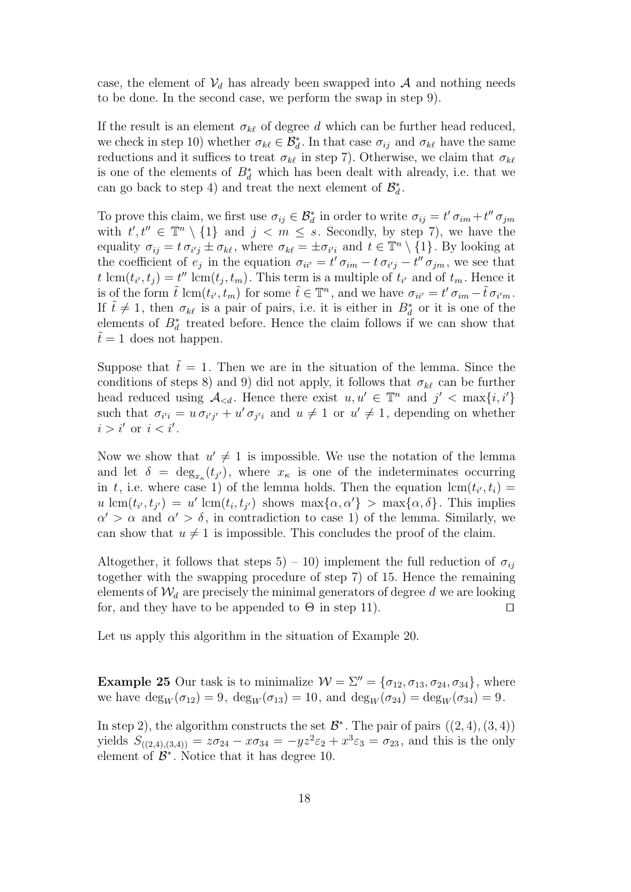case, the element of $\mathcal{V}_d$ has already been swapped into $\mathcal{A}$ and nothing needs to be done. In the second case, we perform the swap in step 9).

If the result is an element $\sigma_{k\ell}$ of degree $d$ which can be further head reduced, we check in step 10) whether $\sigma_{k\ell} \in \mathcal{B}_d^*$. In that case $\sigma_{ij}$ and $\sigma_{k\ell}$ have the same reductions and it suffices to treat $\sigma_{k\ell}$ in step 7). Otherwise, we claim that $\sigma_{k\ell}$ is one of the elements of $B_d^*$ which has been dealt with already, i.e. that we can go back to step 4) and treat the next element of $\mathcal{B}_d^*$.

To prove this claim, we first use $\sigma_{ij} \in \mathcal{B}_d^*$ in order to write $\sigma_{ij} = t'\,\sigma_{im} + t''\,\sigma_{jm}$ with $t', t'' \in \mathbb{T}^n \setminus \{1\}$ and $j < m \leq s$. Secondly, by step 7), we have the equality $\sigma_{ij} = t\,\sigma_{i'j} \pm \sigma_{k\ell}$, where $\sigma_{k\ell} = \pm\sigma_{i'i}$ and $t \in \mathbb{T}^n \setminus \{1\}$. By looking at the coefficient of $e_j$ in the equation $\sigma_{ii'} = t'\,\sigma_{im} - t\,\sigma_{i'j} - t''\,\sigma_{jm}$, we see that $t\,\mathrm{lcm}(t_{i'}, t_j) = t''\,\mathrm{lcm}(t_j, t_m)$. This term is a multiple of $t_{i'}$ and of $t_m$. Hence it is of the form $\tilde{t}\,\mathrm{lcm}(t_{i'}, t_m)$ for some $\tilde{t} \in \mathbb{T}^n$, and we have $\sigma_{ii'} = t'\,\sigma_{im} - \tilde{t}\,\sigma_{i'm}$. If $\tilde{t} \neq 1$, then $\sigma_{k\ell}$ is a pair of pairs, i.e. it is either in $B_d^*$ or it is one of the elements of $B_d^*$ treated before. Hence the claim follows if we can show that $\tilde{t} = 1$ does not happen.

Suppose that $\tilde{t} = 1$. Then we are in the situation of the lemma. Since the conditions of steps 8) and 9) did not apply, it follows that $\sigma_{k\ell}$ can be further head reduced using $\mathcal{A}_{<d}$. Hence there exist $u, u' \in \mathbb{T}^n$ and $j' < \max\{i, i'\}$ such that $\sigma_{i'i} = u\,\sigma_{i'j'} + u'\,\sigma_{j'i}$ and $u \neq 1$ or $u' \neq 1$, depending on whether $i > i'$ or $i < i'$.

Now we show that $u' \neq 1$ is impossible. We use the notation of the lemma and let $\delta = \deg_{x_\kappa}(t_{j'})$, where $x_\kappa$ is one of the indeterminates occurring in $t$, i.e. where case 1) of the lemma holds. Then the equation $\mathrm{lcm}(t_{i'}, t_i) = u\,\mathrm{lcm}(t_{i'}, t_{j'}) = u'\,\mathrm{lcm}(t_i, t_{j'})$ shows $\max\{\alpha, \alpha'\} > \max\{\alpha, \delta\}$. This implies $\alpha' > \alpha$ and $\alpha' > \delta$, in contradiction to case 1) of the lemma. Similarly, we can show that $u \neq 1$ is impossible. This concludes the proof of the claim.

Altogether, it follows that steps 5) – 10) implement the full reduction of $\sigma_{ij}$ together with the swapping procedure of step 7) of 15. Hence the remaining elements of $\mathcal{W}_d$ are precisely the minimal generators of degree $d$ we are looking for, and they have to be appended to $\Theta$ in step 11). $\square$

Let us apply this algorithm in the situation of Example 20.

**Example 25** Our task is to minimalize $\mathcal{W} = \Sigma'' = \{\sigma_{12}, \sigma_{13}, \sigma_{24}, \sigma_{34}\}$, where we have $\deg_W(\sigma_{12}) = 9$, $\deg_W(\sigma_{13}) = 10$, and $\deg_W(\sigma_{24}) = \deg_W(\sigma_{34}) = 9$.

In step 2), the algorithm constructs the set $\mathcal{B}^*$. The pair of pairs $((2,4),(3,4))$ yields $S_{((2,4),(3,4))} = z\sigma_{24} - x\sigma_{34} = -yz^2\varepsilon_2 + x^3\varepsilon_3 = \sigma_{23}$, and this is the only element of $\mathcal{B}^*$. Notice that it has degree 10.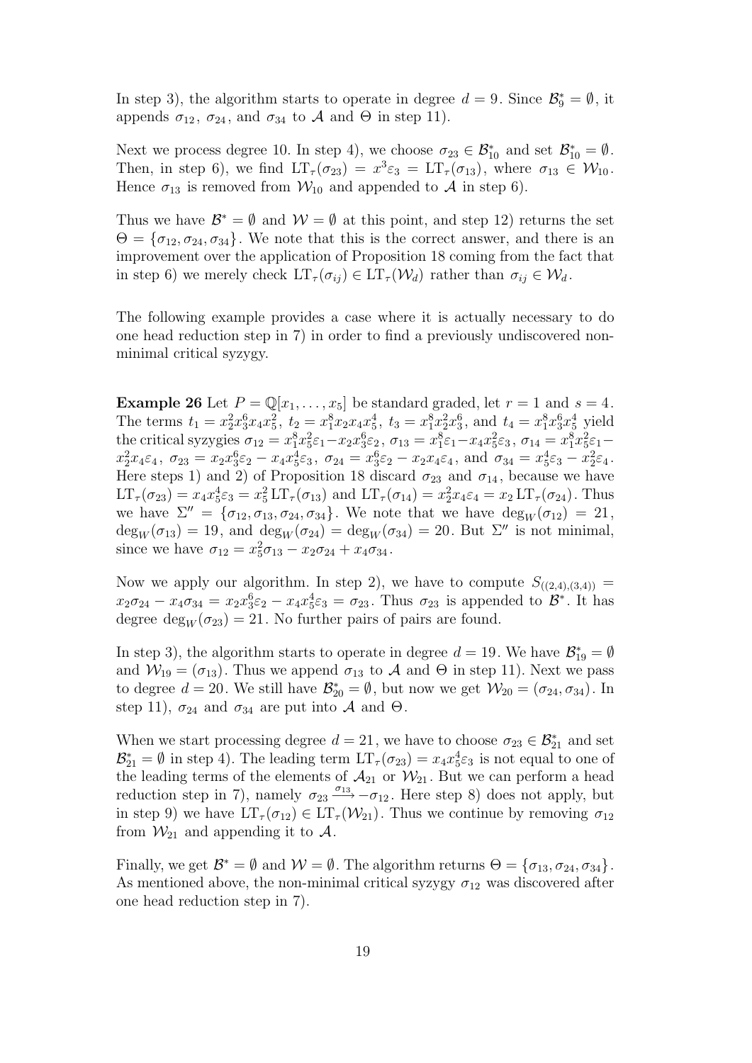In step 3), the algorithm starts to operate in degree $d = 9$. Since $\mathcal{B}^*_9 = \emptyset$, it appends $\sigma_{12}$, $\sigma_{24}$, and $\sigma_{34}$ to $\mathcal{A}$ and $\Theta$ in step 11).

Next we process degree 10. In step 4), we choose $\sigma_{23} \in \mathcal{B}^*_{10}$ and set $\mathcal{B}^*_{10} = \emptyset$. Then, in step 6), we find $\mathrm{LT}_\tau(\sigma_{23}) = x^3\varepsilon_3 = \mathrm{LT}_\tau(\sigma_{13})$, where $\sigma_{13} \in \mathcal{W}_{10}$. Hence $\sigma_{13}$ is removed from $\mathcal{W}_{10}$ and appended to $\mathcal{A}$ in step 6).

Thus we have $\mathcal{B}^* = \emptyset$ and $\mathcal{W} = \emptyset$ at this point, and step 12) returns the set $\Theta = \{\sigma_{12}, \sigma_{24}, \sigma_{34}\}$. We note that this is the correct answer, and there is an improvement over the application of Proposition 18 coming from the fact that in step 6) we merely check $\mathrm{LT}_\tau(\sigma_{ij}) \in \mathrm{LT}_\tau(\mathcal{W}_d)$ rather than $\sigma_{ij} \in \mathcal{W}_d$.

The following example provides a case where it is actually necessary to do one head reduction step in 7) in order to find a previously undiscovered non-minimal critical syzygy.

**Example 26** Let $P = \mathbb{Q}[x_1, \ldots, x_5]$ be standard graded, let $r = 1$ and $s = 4$. The terms $t_1 = x_2^2 x_3^6 x_4 x_5^2$, $t_2 = x_1^8 x_2 x_4 x_5^4$, $t_3 = x_1^8 x_2^2 x_3^6$, and $t_4 = x_1^8 x_3^6 x_5^4$ yield the critical syzygies $\sigma_{12} = x_1^8 x_5^2 \varepsilon_1 - x_2 x_3^6 \varepsilon_2$, $\sigma_{13} = x_1^8 \varepsilon_1 - x_4 x_5^2 \varepsilon_3$, $\sigma_{14} = x_1^8 x_5^2 \varepsilon_1 - x_2^2 x_4 \varepsilon_4$, $\sigma_{23} = x_2 x_3^6 \varepsilon_2 - x_4 x_5^4 \varepsilon_3$, $\sigma_{24} = x_3^6 \varepsilon_2 - x_2 x_4 \varepsilon_4$, and $\sigma_{34} = x_5^4 \varepsilon_3 - x_2^2 \varepsilon_4$. Here steps 1) and 2) of Proposition 18 discard $\sigma_{23}$ and $\sigma_{14}$, because we have $\mathrm{LT}_\tau(\sigma_{23}) = x_4 x_5^4 \varepsilon_3 = x_5^2 \,\mathrm{LT}_\tau(\sigma_{13})$ and $\mathrm{LT}_\tau(\sigma_{14}) = x_2^2 x_4 \varepsilon_4 = x_2 \,\mathrm{LT}_\tau(\sigma_{24})$. Thus we have $\Sigma'' = \{\sigma_{12}, \sigma_{13}, \sigma_{24}, \sigma_{34}\}$. We note that we have $\deg_W(\sigma_{12}) = 21$, $\deg_W(\sigma_{13}) = 19$, and $\deg_W(\sigma_{24}) = \deg_W(\sigma_{34}) = 20$. But $\Sigma''$ is not minimal, since we have $\sigma_{12} = x_5^2 \sigma_{13} - x_2 \sigma_{24} + x_4 \sigma_{34}$.

Now we apply our algorithm. In step 2), we have to compute $S_{((2,4),(3,4))} = x_2 \sigma_{24} - x_4 \sigma_{34} = x_2 x_3^6 \varepsilon_2 - x_4 x_5^4 \varepsilon_3 = \sigma_{23}$. Thus $\sigma_{23}$ is appended to $\mathcal{B}^*$. It has degree $\deg_W(\sigma_{23}) = 21$. No further pairs of pairs are found.

In step 3), the algorithm starts to operate in degree $d = 19$. We have $\mathcal{B}^*_{19} = \emptyset$ and $\mathcal{W}_{19} = (\sigma_{13})$. Thus we append $\sigma_{13}$ to $\mathcal{A}$ and $\Theta$ in step 11). Next we pass to degree $d = 20$. We still have $\mathcal{B}^*_{20} = \emptyset$, but now we get $\mathcal{W}_{20} = (\sigma_{24}, \sigma_{34})$. In step 11), $\sigma_{24}$ and $\sigma_{34}$ are put into $\mathcal{A}$ and $\Theta$.

When we start processing degree $d = 21$, we have to choose $\sigma_{23} \in \mathcal{B}^*_{21}$ and set $\mathcal{B}^*_{21} = \emptyset$ in step 4). The leading term $\mathrm{LT}_\tau(\sigma_{23}) = x_4 x_5^4 \varepsilon_3$ is not equal to one of the leading terms of the elements of $\mathcal{A}_{21}$ or $\mathcal{W}_{21}$. But we can perform a head reduction step in 7), namely $\sigma_{23} \xrightarrow{\sigma_{13}} -\sigma_{12}$. Here step 8) does not apply, but in step 9) we have $\mathrm{LT}_\tau(\sigma_{12}) \in \mathrm{LT}_\tau(\mathcal{W}_{21})$. Thus we continue by removing $\sigma_{12}$ from $\mathcal{W}_{21}$ and appending it to $\mathcal{A}$.

Finally, we get $\mathcal{B}^* = \emptyset$ and $\mathcal{W} = \emptyset$. The algorithm returns $\Theta = \{\sigma_{13}, \sigma_{24}, \sigma_{34}\}$. As mentioned above, the non-minimal critical syzygy $\sigma_{12}$ was discovered after one head reduction step in 7).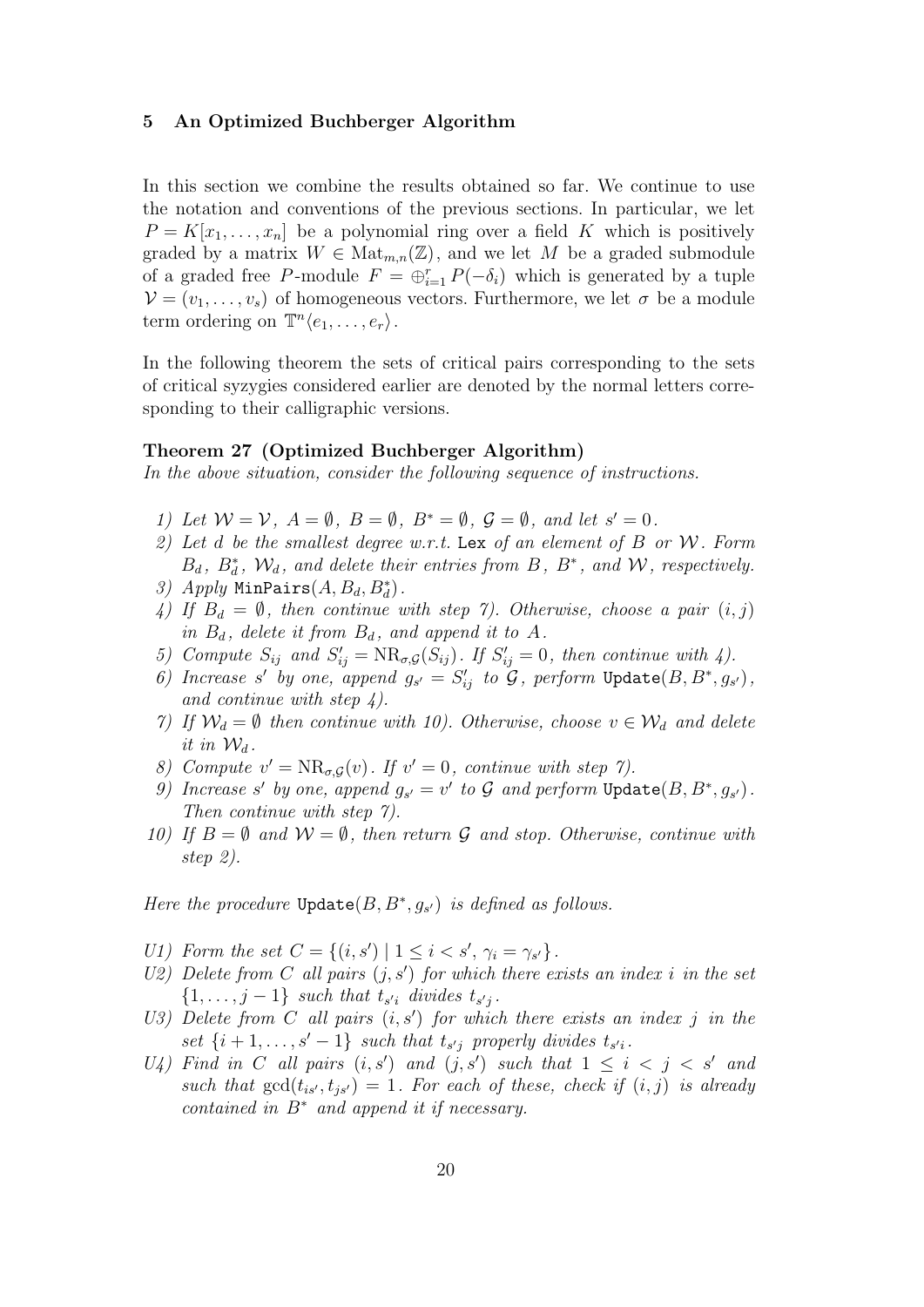## 5 An Optimized Buchberger Algorithm

In this section we combine the results obtained so far. We continue to use the notation and conventions of the previous sections. In particular, we let $P = K[x_1, \dots, x_n]$ be a polynomial ring over a field $K$ which is positively graded by a matrix $W \in \mathrm{Mat}_{m,n}(\mathbb{Z})$, and we let $M$ be a graded submodule of a graded free $P$-module $F = \oplus_{i=1}^{r} P(-\delta_i)$ which is generated by a tuple $\mathcal{V} = (v_1, \dots, v_s)$ of homogeneous vectors. Furthermore, we let $\sigma$ be a module term ordering on $\mathbb{T}^n\langle e_1, \dots, e_r\rangle$.

In the following theorem the sets of critical pairs corresponding to the sets of critical syzygies considered earlier are denoted by the normal letters corresponding to their calligraphic versions.

**Theorem 27 (Optimized Buchberger Algorithm)**
*In the above situation, consider the following sequence of instructions.*

1) *Let $\mathcal{W} = \mathcal{V}$, $A = \emptyset$, $B = \emptyset$, $B^* = \emptyset$, $\mathcal{G} = \emptyset$, and let $s' = 0$.*
2) *Let $d$ be the smallest degree w.r.t.* `Lex` *of an element of $B$ or $\mathcal{W}$. Form $B_d$, $B_d^*$, $\mathcal{W}_d$, and delete their entries from $B$, $B^*$, and $\mathcal{W}$, respectively.*
3) *Apply* `MinPairs`$(A, B_d, B_d^*)$.
4) *If $B_d = \emptyset$, then continue with step 7). Otherwise, choose a pair $(i,j)$ in $B_d$, delete it from $B_d$, and append it to $A$.*
5) *Compute $S_{ij}$ and $S'_{ij} = \mathrm{NR}_{\sigma,\mathcal{G}}(S_{ij})$. If $S'_{ij} = 0$, then continue with 4).*
6) *Increase $s'$ by one, append $g_{s'} = S'_{ij}$ to $\mathcal{G}$, perform* `Update`$(B, B^*, g_{s'})$, *and continue with step 4).*
7) *If $\mathcal{W}_d = \emptyset$ then continue with 10). Otherwise, choose $v \in \mathcal{W}_d$ and delete it in $\mathcal{W}_d$.*
8) *Compute $v' = \mathrm{NR}_{\sigma,\mathcal{G}}(v)$. If $v' = 0$, continue with step 7).*
9) *Increase $s'$ by one, append $g_{s'} = v'$ to $\mathcal{G}$ and perform* `Update`$(B, B^*, g_{s'})$. *Then continue with step 7).*
10) *If $B = \emptyset$ and $\mathcal{W} = \emptyset$, then return $\mathcal{G}$ and stop. Otherwise, continue with step 2).*

*Here the procedure* `Update`$(B, B^*, g_{s'})$ *is defined as follows.*

U1) *Form the set $C = \{(i, s') \mid 1 \le i < s',\ \gamma_i = \gamma_{s'}\}$.*
U2) *Delete from $C$ all pairs $(j, s')$ for which there exists an index $i$ in the set $\{1, \dots, j-1\}$ such that $t_{s'i}$ divides $t_{s'j}$.*
U3) *Delete from $C$ all pairs $(i, s')$ for which there exists an index $j$ in the set $\{i+1, \dots, s'-1\}$ such that $t_{s'j}$ properly divides $t_{s'i}$.*
U4) *Find in $C$ all pairs $(i, s')$ and $(j, s')$ such that $1 \le i < j < s'$ and such that $\gcd(t_{is'}, t_{js'}) = 1$. For each of these, check if $(i,j)$ is already contained in $B^*$ and append it if necessary.*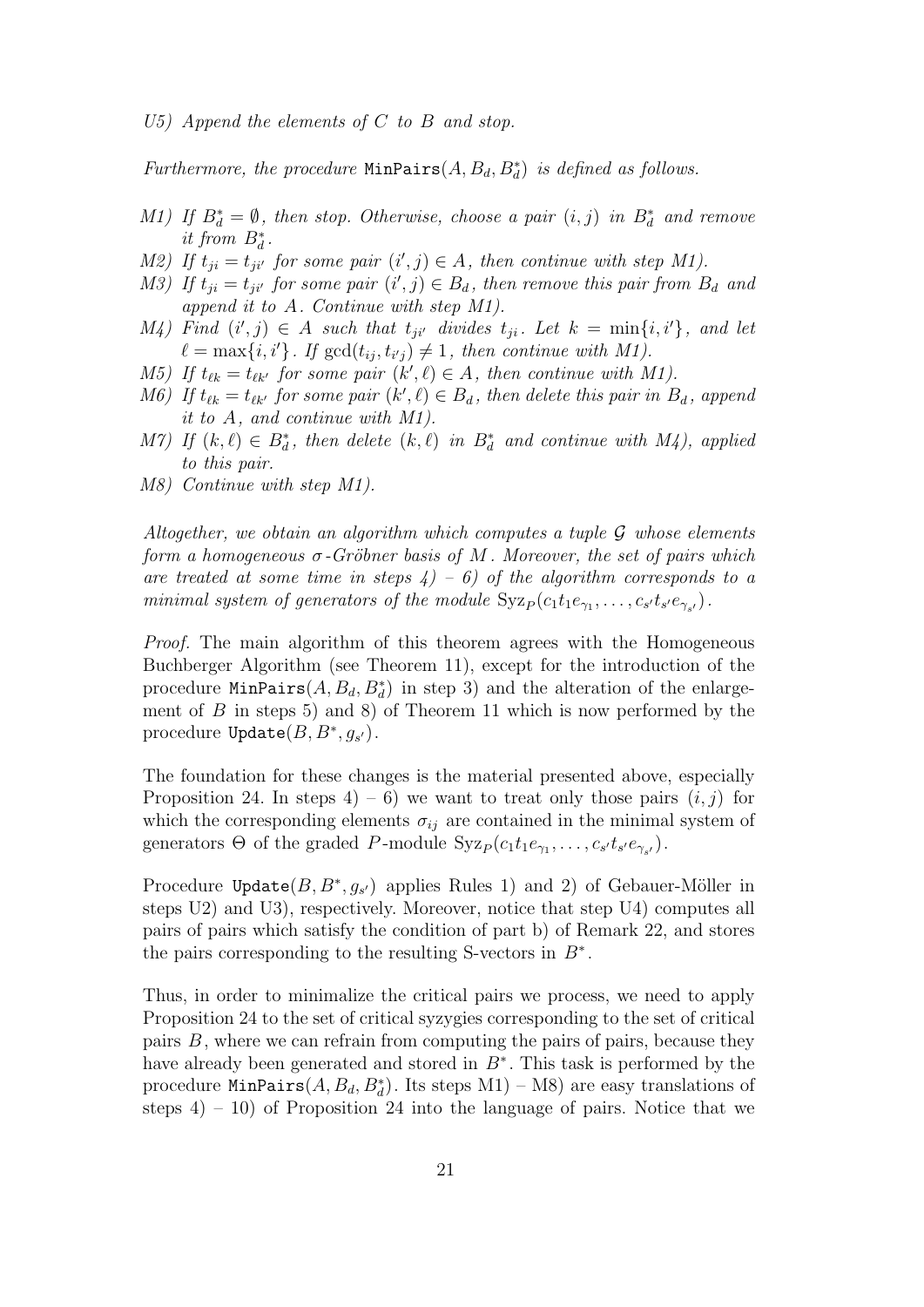*U5) Append the elements of $C$ to $B$ and stop.*

*Furthermore, the procedure* $\mathtt{MinPairs}(A, B_d, B_d^*)$ *is defined as follows.*

*M1) If $B_d^* = \emptyset$, then stop. Otherwise, choose a pair $(i,j)$ in $B_d^*$ and remove it from $B_d^*$.*

*M2) If $t_{ji} = t_{ji'}$ for some pair $(i',j) \in A$, then continue with step M1).*

*M3) If $t_{ji} = t_{ji'}$ for some pair $(i',j) \in B_d$, then remove this pair from $B_d$ and append it to $A$. Continue with step M1).*

*M4) Find $(i',j) \in A$ such that $t_{ji'}$ divides $t_{ji}$. Let $k = \min\{i,i'\}$, and let $\ell = \max\{i,i'\}$. If $\gcd(t_{ij}, t_{i'j}) \neq 1$, then continue with M1).*

*M5) If $t_{\ell k} = t_{\ell k'}$ for some pair $(k',\ell) \in A$, then continue with M1).*

*M6) If $t_{\ell k} = t_{\ell k'}$ for some pair $(k',\ell) \in B_d$, then delete this pair in $B_d$, append it to $A$, and continue with M1).*

*M7) If $(k,\ell) \in B_d^*$, then delete $(k,\ell)$ in $B_d^*$ and continue with M4), applied to this pair.*

*M8) Continue with step M1).*

*Altogether, we obtain an algorithm which computes a tuple $\mathcal{G}$ whose elements form a homogeneous $\sigma$-Gröbner basis of $M$. Moreover, the set of pairs which are treated at some time in steps 4) – 6) of the algorithm corresponds to a minimal system of generators of the module $\mathrm{Syz}_P(c_1 t_1 e_{\gamma_1}, \ldots, c_{s'} t_{s'} e_{\gamma_{s'}})$.*

*Proof.* The main algorithm of this theorem agrees with the Homogeneous Buchberger Algorithm (see Theorem 11), except for the introduction of the procedure $\mathtt{MinPairs}(A, B_d, B_d^*)$ in step 3) and the alteration of the enlargement of $B$ in steps 5) and 8) of Theorem 11 which is now performed by the procedure $\mathtt{Update}(B, B^*, g_{s'})$.

The foundation for these changes is the material presented above, especially Proposition 24. In steps 4) – 6) we want to treat only those pairs $(i,j)$ for which the corresponding elements $\sigma_{ij}$ are contained in the minimal system of generators $\Theta$ of the graded $P$-module $\mathrm{Syz}_P(c_1 t_1 e_{\gamma_1}, \ldots, c_{s'} t_{s'} e_{\gamma_{s'}})$.

Procedure $\mathtt{Update}(B, B^*, g_{s'})$ applies Rules 1) and 2) of Gebauer-Möller in steps U2) and U3), respectively. Moreover, notice that step U4) computes all pairs of pairs which satisfy the condition of part b) of Remark 22, and stores the pairs corresponding to the resulting S-vectors in $B^*$.

Thus, in order to minimalize the critical pairs we process, we need to apply Proposition 24 to the set of critical syzygies corresponding to the set of critical pairs $B$, where we can refrain from computing the pairs of pairs, because they have already been generated and stored in $B^*$. This task is performed by the procedure $\mathtt{MinPairs}(A, B_d, B_d^*)$. Its steps M1) – M8) are easy translations of steps 4) – 10) of Proposition 24 into the language of pairs. Notice that we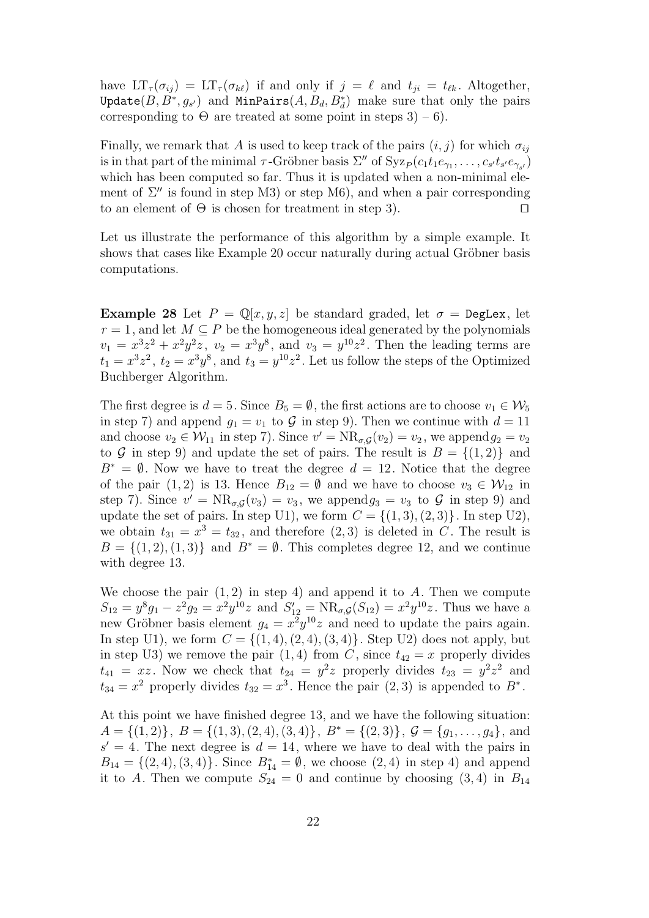have $\mathrm{LT}_\tau(\sigma_{ij}) = \mathrm{LT}_\tau(\sigma_{k\ell})$ if and only if $j = \ell$ and $t_{ji} = t_{\ell k}$. Altogether, $\texttt{Update}(B, B^*, g_{s'})$ and $\texttt{MinPairs}(A, B_d, B_d^*)$ make sure that only the pairs corresponding to $\Theta$ are treated at some point in steps 3) – 6).

Finally, we remark that $A$ is used to keep track of the pairs $(i,j)$ for which $\sigma_{ij}$ is in that part of the minimal $\tau$-Gröbner basis $\Sigma''$ of $\mathrm{Syz}_P(c_1 t_1 e_{\gamma_1}, \ldots, c_{s'} t_{s'} e_{\gamma_{s'}})$ which has been computed so far. Thus it is updated when a non-minimal element of $\Sigma''$ is found in step M3) or step M6), and when a pair corresponding to an element of $\Theta$ is chosen for treatment in step 3). $\square$

Let us illustrate the performance of this algorithm by a simple example. It shows that cases like Example 20 occur naturally during actual Gröbner basis computations.

**Example 28** Let $P = \mathbb{Q}[x,y,z]$ be standard graded, let $\sigma = \texttt{DegLex}$, let $r = 1$, and let $M \subseteq P$ be the homogeneous ideal generated by the polynomials $v_1 = x^3z^2 + x^2y^2z$, $v_2 = x^3y^8$, and $v_3 = y^{10}z^2$. Then the leading terms are $t_1 = x^3z^2$, $t_2 = x^3y^8$, and $t_3 = y^{10}z^2$. Let us follow the steps of the Optimized Buchberger Algorithm.

The first degree is $d = 5$. Since $B_5 = \emptyset$, the first actions are to choose $v_1 \in \mathcal{W}_5$ in step 7) and append $g_1 = v_1$ to $\mathcal{G}$ in step 9). Then we continue with $d = 11$ and choose $v_2 \in \mathcal{W}_{11}$ in step 7). Since $v' = \mathrm{NR}_{\sigma,\mathcal{G}}(v_2) = v_2$, we append $g_2 = v_2$ to $\mathcal{G}$ in step 9) and update the set of pairs. The result is $B = \{(1,2)\}$ and $B^* = \emptyset$. Now we have to treat the degree $d = 12$. Notice that the degree of the pair $(1,2)$ is 13. Hence $B_{12} = \emptyset$ and we have to choose $v_3 \in \mathcal{W}_{12}$ in step 7). Since $v' = \mathrm{NR}_{\sigma,\mathcal{G}}(v_3) = v_3$, we append $g_3 = v_3$ to $\mathcal{G}$ in step 9) and update the set of pairs. In step U1), we form $C = \{(1,3),(2,3)\}$. In step U2), we obtain $t_{31} = x^3 = t_{32}$, and therefore $(2,3)$ is deleted in $C$. The result is $B = \{(1,2),(1,3)\}$ and $B^* = \emptyset$. This completes degree 12, and we continue with degree 13.

We choose the pair $(1,2)$ in step 4) and append it to $A$. Then we compute $S_{12} = y^8 g_1 - z^2 g_2 = x^2y^{10}z$ and $S'_{12} = \mathrm{NR}_{\sigma,\mathcal{G}}(S_{12}) = x^2y^{10}z$. Thus we have a new Gröbner basis element $g_4 = x^2y^{10}z$ and need to update the pairs again. In step U1), we form $C = \{(1,4),(2,4),(3,4)\}$. Step U2) does not apply, but in step U3) we remove the pair $(1,4)$ from $C$, since $t_{42} = x$ properly divides $t_{41} = xz$. Now we check that $t_{24} = y^2z$ properly divides $t_{23} = y^2z^2$ and $t_{34} = x^2$ properly divides $t_{32} = x^3$. Hence the pair $(2,3)$ is appended to $B^*$.

At this point we have finished degree 13, and we have the following situation: $A = \{(1,2)\}$, $B = \{(1,3),(2,4),(3,4)\}$, $B^* = \{(2,3)\}$, $\mathcal{G} = \{g_1,\ldots,g_4\}$, and $s' = 4$. The next degree is $d = 14$, where we have to deal with the pairs in $B_{14} = \{(2,4),(3,4)\}$. Since $B_{14}^* = \emptyset$, we choose $(2,4)$ in step 4) and append it to $A$. Then we compute $S_{24} = 0$ and continue by choosing $(3,4)$ in $B_{14}$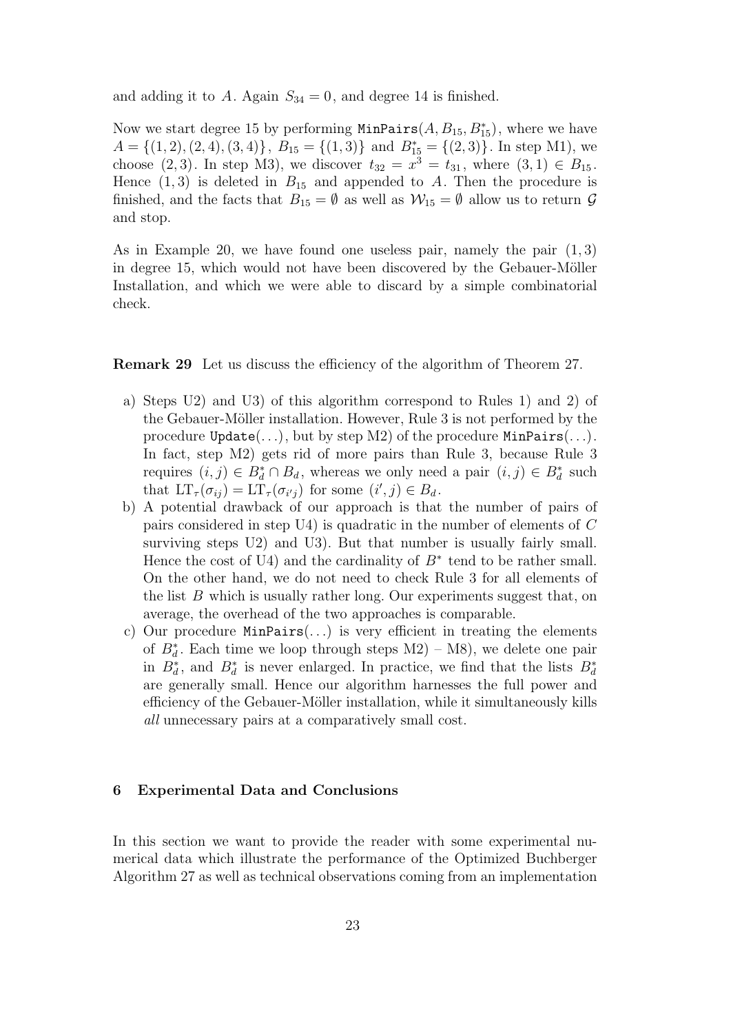and adding it to $A$. Again $S_{34} = 0$, and degree 14 is finished.

Now we start degree 15 by performing `MinPairs`$(A, B_{15}, B_{15}^*)$, where we have $A = \{(1,2),(2,4),(3,4)\}$, $B_{15} = \{(1,3)\}$ and $B_{15}^* = \{(2,3)\}$. In step M1), we choose $(2,3)$. In step M3), we discover $t_{32} = x^3 = t_{31}$, where $(3,1) \in B_{15}$. Hence $(1,3)$ is deleted in $B_{15}$ and appended to $A$. Then the procedure is finished, and the facts that $B_{15} = \emptyset$ as well as $\mathcal{W}_{15} = \emptyset$ allow us to return $\mathcal{G}$ and stop.

As in Example 20, we have found one useless pair, namely the pair $(1,3)$ in degree 15, which would not have been discovered by the Gebauer-Möller Installation, and which we were able to discard by a simple combinatorial check.

**Remark 29** Let us discuss the efficiency of the algorithm of Theorem 27.

a) Steps U2) and U3) of this algorithm correspond to Rules 1) and 2) of the Gebauer-Möller installation. However, Rule 3 is not performed by the procedure `Update`$(\ldots)$, but by step M2) of the procedure `MinPairs`$(\ldots)$. In fact, step M2) gets rid of more pairs than Rule 3, because Rule 3 requires $(i,j) \in B_d^* \cap B_d$, whereas we only need a pair $(i,j) \in B_d^*$ such that $\mathrm{LT}_\tau(\sigma_{ij}) = \mathrm{LT}_\tau(\sigma_{i'j})$ for some $(i',j) \in B_d$.
b) A potential drawback of our approach is that the number of pairs of pairs considered in step U4) is quadratic in the number of elements of $C$ surviving steps U2) and U3). But that number is usually fairly small. Hence the cost of U4) and the cardinality of $B^*$ tend to be rather small. On the other hand, we do not need to check Rule 3 for all elements of the list $B$ which is usually rather long. Our experiments suggest that, on average, the overhead of the two approaches is comparable.
c) Our procedure `MinPairs`$(\ldots)$ is very efficient in treating the elements of $B_d^*$. Each time we loop through steps M2) – M8), we delete one pair in $B_d^*$, and $B_d^*$ is never enlarged. In practice, we find that the lists $B_d^*$ are generally small. Hence our algorithm harnesses the full power and efficiency of the Gebauer-Möller installation, while it simultaneously kills *all* unnecessary pairs at a comparatively small cost.

## 6 Experimental Data and Conclusions

In this section we want to provide the reader with some experimental numerical data which illustrate the performance of the Optimized Buchberger Algorithm 27 as well as technical observations coming from an implementation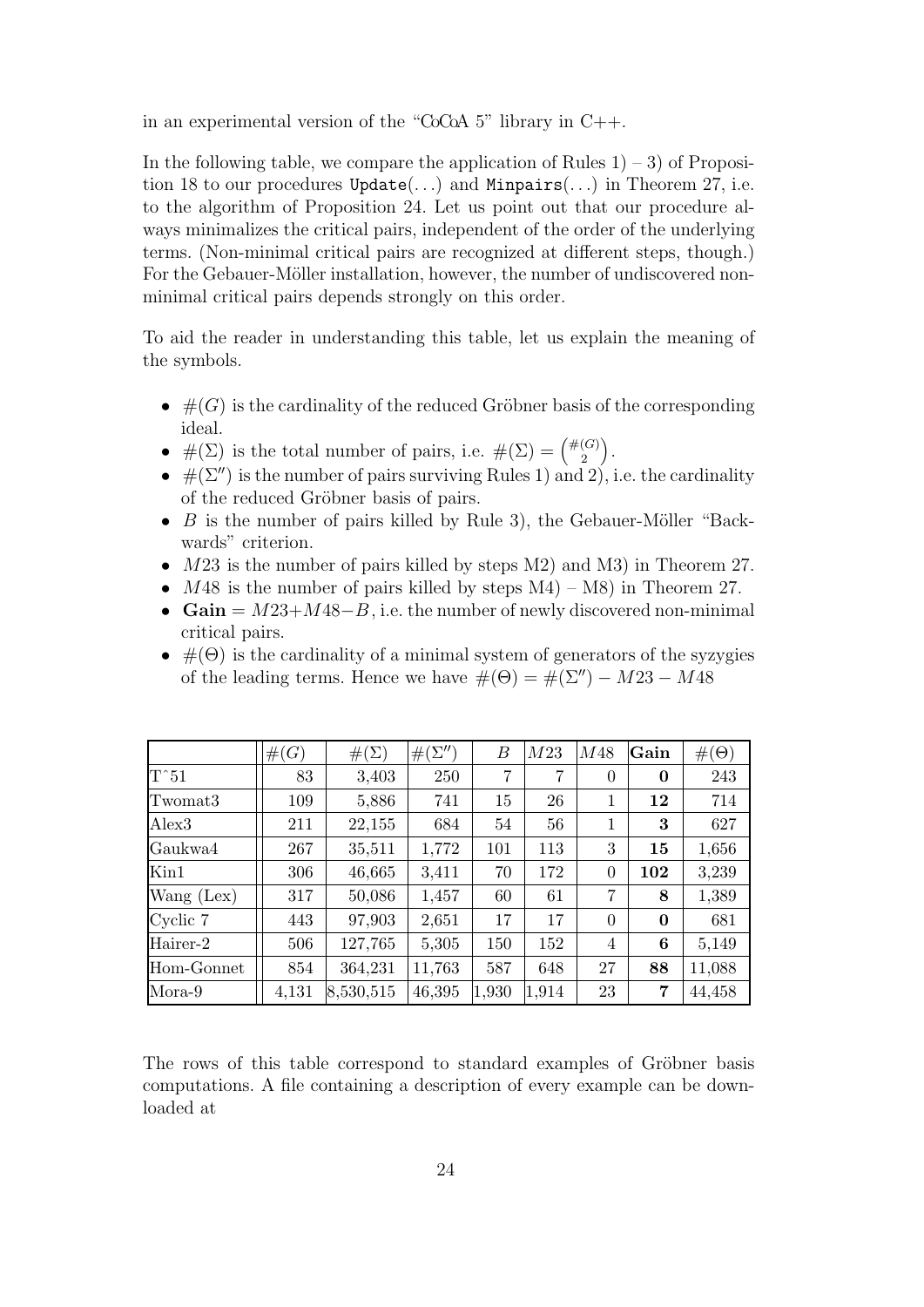in an experimental version of the "CoCoA 5" library in C++.

In the following table, we compare the application of Rules 1) – 3) of Proposition 18 to our procedures `Update(...)` and `Minpairs(...)` in Theorem 27, i.e. to the algorithm of Proposition 24. Let us point out that our procedure always minimalizes the critical pairs, independent of the order of the underlying terms. (Non-minimal critical pairs are recognized at different steps, though.) For the Gebauer-Möller installation, however, the number of undiscovered non-minimal critical pairs depends strongly on this order.

To aid the reader in understanding this table, let us explain the meaning of the symbols.

- $\#(G)$ is the cardinality of the reduced Gröbner basis of the corresponding ideal.
- $\#(\Sigma)$ is the total number of pairs, i.e. $\#(\Sigma) = \binom{\#(G)}{2}$.
- $\#(\Sigma'')$ is the number of pairs surviving Rules 1) and 2), i.e. the cardinality of the reduced Gröbner basis of pairs.
- $B$ is the number of pairs killed by Rule 3), the Gebauer-Möller "Backwards" criterion.
- $M23$ is the number of pairs killed by steps M2) and M3) in Theorem 27.
- $M48$ is the number of pairs killed by steps M4) – M8) in Theorem 27.
- **Gain** $= M23+M48-B$, i.e. the number of newly discovered non-minimal critical pairs.
- $\#(\Theta)$ is the cardinality of a minimal system of generators of the syzygies of the leading terms. Hence we have $\#(\Theta) = \#(\Sigma'') - M23 - M48$

| | $\#(G)$ | $\#(\Sigma)$ | $\#(\Sigma'')$ | $B$ | $M23$ | $M48$ | **Gain** | $\#(\Theta)$ |
|---|---|---|---|---|---|---|---|---|
| T^51 | 83 | 3,403 | 250 | 7 | 7 | 0 | **0** | 243 |
| Twomat3 | 109 | 5,886 | 741 | 15 | 26 | 1 | **12** | 714 |
| Alex3 | 211 | 22,155 | 684 | 54 | 56 | 1 | **3** | 627 |
| Gaukwa4 | 267 | 35,511 | 1,772 | 101 | 113 | 3 | **15** | 1,656 |
| Kin1 | 306 | 46,665 | 3,411 | 70 | 172 | 0 | **102** | 3,239 |
| Wang (Lex) | 317 | 50,086 | 1,457 | 60 | 61 | 7 | **8** | 1,389 |
| Cyclic 7 | 443 | 97,903 | 2,651 | 17 | 17 | 0 | **0** | 681 |
| Hairer-2 | 506 | 127,765 | 5,305 | 150 | 152 | 4 | **6** | 5,149 |
| Hom-Gonnet | 854 | 364,231 | 11,763 | 587 | 648 | 27 | **88** | 11,088 |
| Mora-9 | 4,131 | 8,530,515 | 46,395 | 1,930 | 1,914 | 23 | **7** | 44,458 |

The rows of this table correspond to standard examples of Gröbner basis computations. A file containing a description of every example can be downloaded at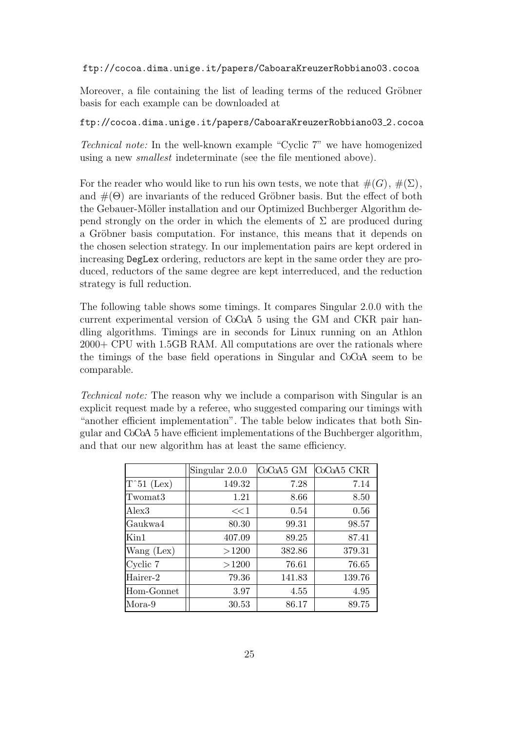```
ftp://cocoa.dima.unige.it/papers/CaboaraKreuzerRobbiano03.cocoa
```

Moreover, a file containing the list of leading terms of the reduced Gröbner basis for each example can be downloaded at

```
ftp://cocoa.dima.unige.it/papers/CaboaraKreuzerRobbiano03_2.cocoa
```

*Technical note:* In the well-known example "Cyclic 7" we have homogenized using a new *smallest* indeterminate (see the file mentioned above).

For the reader who would like to run his own tests, we note that $\#(G)$, $\#(\Sigma)$, and $\#(\Theta)$ are invariants of the reduced Gröbner basis. But the effect of both the Gebauer-Möller installation and our Optimized Buchberger Algorithm depend strongly on the order in which the elements of $\Sigma$ are produced during a Gröbner basis computation. For instance, this means that it depends on the chosen selection strategy. In our implementation pairs are kept ordered in increasing `DegLex` ordering, reductors are kept in the same order they are produced, reductors of the same degree are kept interreduced, and the reduction strategy is full reduction.

The following table shows some timings. It compares Singular 2.0.0 with the current experimental version of CoCoA 5 using the GM and CKR pair handling algorithms. Timings are in seconds for Linux running on an Athlon 2000+ CPU with 1.5GB RAM. All computations are over the rationals where the timings of the base field operations in Singular and CoCoA seem to be comparable.

*Technical note:* The reason why we include a comparison with Singular is an explicit request made by a referee, who suggested comparing our timings with "another efficient implementation". The table below indicates that both Singular and CoCoA 5 have efficient implementations of the Buchberger algorithm, and that our new algorithm has at least the same efficiency.

| | Singular 2.0.0 | CoCoA5 GM | CoCoA5 CKR |
|---|---|---|---|
| T^51 (Lex) | 149.32 | 7.28 | 7.14 |
| Twomat3 | 1.21 | 8.66 | 8.50 |
| Alex3 | $\ll 1$ | 0.54 | 0.56 |
| Gaukwa4 | 80.30 | 99.31 | 98.57 |
| Kin1 | 407.09 | 89.25 | 87.41 |
| Wang (Lex) | $>1200$ | 382.86 | 379.31 |
| Cyclic 7 | $>1200$ | 76.61 | 76.65 |
| Hairer-2 | 79.36 | 141.83 | 139.76 |
| Hom-Gonnet | 3.97 | 4.55 | 4.95 |
| Mora-9 | 30.53 | 86.17 | 89.75 |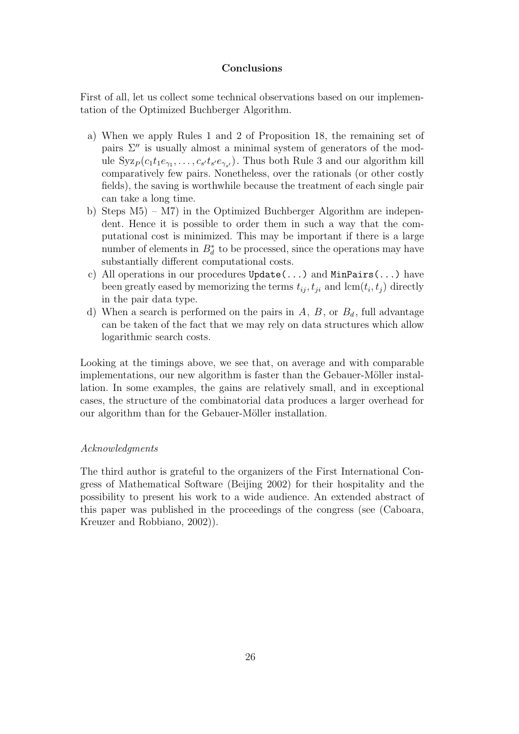## Conclusions

First of all, let us collect some technical observations based on our implementation of the Optimized Buchberger Algorithm.

a) When we apply Rules 1 and 2 of Proposition 18, the remaining set of pairs $\Sigma''$ is usually almost a minimal system of generators of the module $\mathrm{Syz}_P(c_1 t_1 e_{\gamma_1}, \ldots, c_{s'} t_{s'} e_{\gamma_{s'}})$. Thus both Rule 3 and our algorithm kill comparatively few pairs. Nonetheless, over the rationals (or other costly fields), the saving is worthwhile because the treatment of each single pair can take a long time.

b) Steps M5) – M7) in the Optimized Buchberger Algorithm are independent. Hence it is possible to order them in such a way that the computational cost is minimized. This may be important if there is a large number of elements in $B_d^*$ to be processed, since the operations may have substantially different computational costs.

c) All operations in our procedures `Update(...)` and `MinPairs(...)` have been greatly eased by memorizing the terms $t_{ij}, t_{ji}$ and $\mathrm{lcm}(t_i, t_j)$ directly in the pair data type.

d) When a search is performed on the pairs in $A$, $B$, or $B_d$, full advantage can be taken of the fact that we may rely on data structures which allow logarithmic search costs.

Looking at the timings above, we see that, on average and with comparable implementations, our new algorithm is faster than the Gebauer-Möller installation. In some examples, the gains are relatively small, and in exceptional cases, the structure of the combinatorial data produces a larger overhead for our algorithm than for the Gebauer-Möller installation.

*Acknowledgments*

The third author is grateful to the organizers of the First International Congress of Mathematical Software (Beijing 2002) for their hospitality and the possibility to present his work to a wide audience. An extended abstract of this paper was published in the proceedings of the congress (see (Caboara, Kreuzer and Robbiano, 2002)).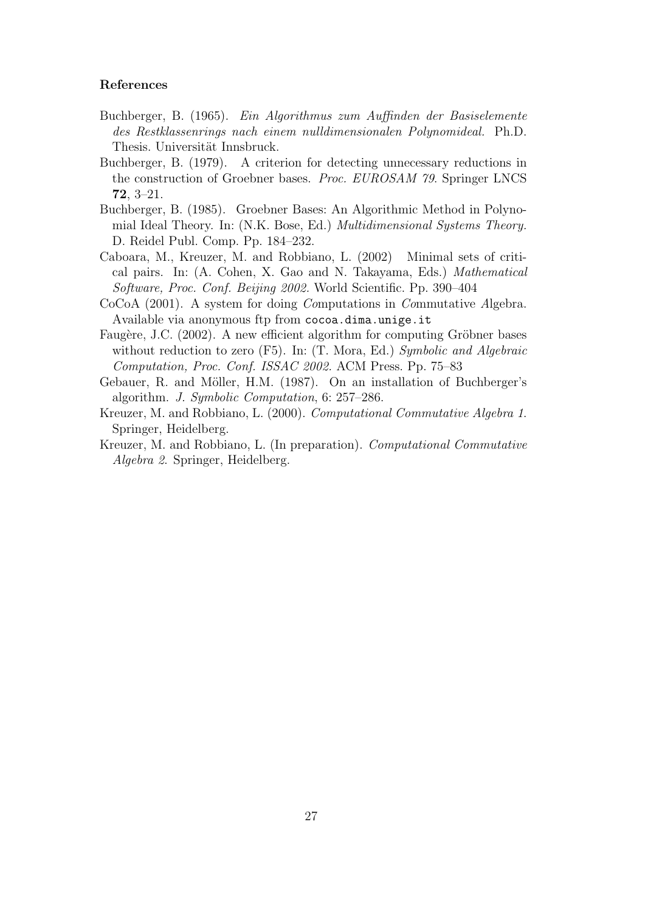## References

Buchberger, B. (1965). *Ein Algorithmus zum Auffinden der Basiselemente des Restklassenrings nach einem nulldimensionalen Polynomideal.* Ph.D. Thesis. Universität Innsbruck.

Buchberger, B. (1979). A criterion for detecting unnecessary reductions in the construction of Groebner bases. *Proc. EUROSAM 79.* Springer LNCS **72**, 3–21.

Buchberger, B. (1985). Groebner Bases: An Algorithmic Method in Polynomial Ideal Theory. In: (N.K. Bose, Ed.) *Multidimensional Systems Theory.* D. Reidel Publ. Comp. Pp. 184–232.

Caboara, M., Kreuzer, M. and Robbiano, L. (2002) Minimal sets of critical pairs. In: (A. Cohen, X. Gao and N. Takayama, Eds.) *Mathematical Software, Proc. Conf. Beijing 2002.* World Scientific. Pp. 390–404

CoCoA (2001). A system for doing *Co*mputations in *Co*mmutative *A*lgebra. Available via anonymous ftp from `cocoa.dima.unige.it`

Faugère, J.C. (2002). A new efficient algorithm for computing Gröbner bases without reduction to zero (F5). In: (T. Mora, Ed.) *Symbolic and Algebraic Computation, Proc. Conf. ISSAC 2002.* ACM Press. Pp. 75–83

Gebauer, R. and Möller, H.M. (1987). On an installation of Buchberger's algorithm. *J. Symbolic Computation*, 6: 257–286.

Kreuzer, M. and Robbiano, L. (2000). *Computational Commutative Algebra 1.* Springer, Heidelberg.

Kreuzer, M. and Robbiano, L. (In preparation). *Computational Commutative Algebra 2.* Springer, Heidelberg.